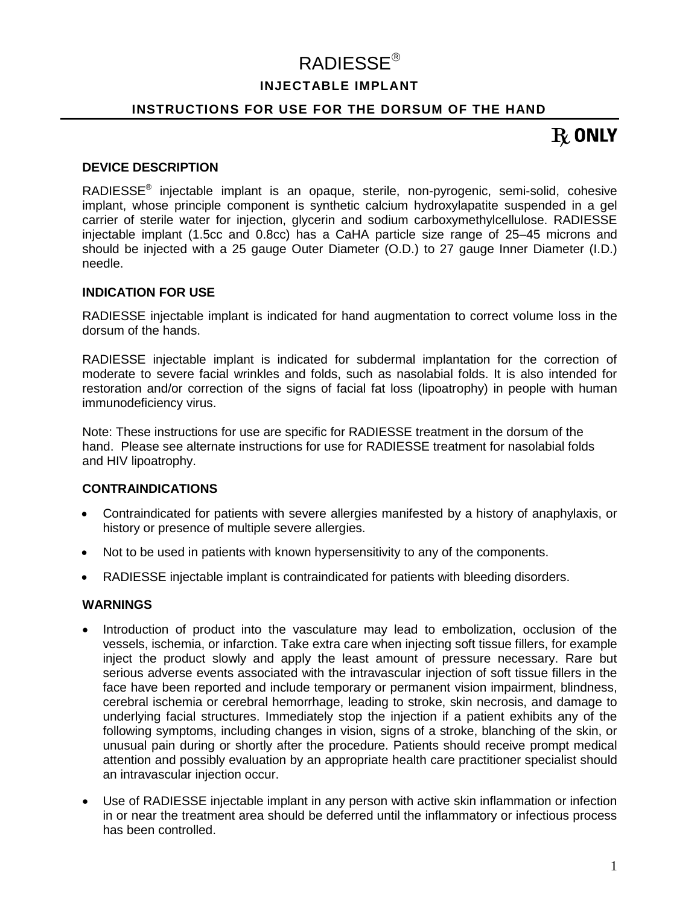# RADIESSE®

## INJECTABLE IMPLANT

### INSTRUCTIONS FOR USE FOR THE DORSUM OF THE HAND

**℞ ONLY**

**DEVICE DESCRIPTION**

RADIESSE® injectable implant is an opaque, sterile, non-pyrogenic, semi-solid, cohesive implant, whose principle component is synthetic calcium hydroxylapatite suspended in a gel carrier of sterile water for injection, glycerin and sodium carboxymethylcellulose. RADIESSE injectable implant (1.5cc and 0.8cc) has a CaHA particle size range of 25–45 microns and should be injected with a 25 gauge Outer Diameter (O.D.) to 27 gauge Inner Diameter (I.D.) needle.

**INDICATION FOR USE**

RADIESSE injectable implant is indicated for hand augmentation to correct volume loss in the dorsum of the hands.

RADIESSE injectable implant is indicated for subdermal implantation for the correction of moderate to severe facial wrinkles and folds, such as nasolabial folds. It is also intended for restoration and/or correction of the signs of facial fat loss (lipoatrophy) in people with human immunodeficiency virus.

Note: These instructions for use are specific for RADIESSE treatment in the dorsum of the hand. Please see alternate instructions for use for RADIESSE treatment for nasolabial folds and HIV lipoatrophy.

**CONTRAINDICATIONS**

- Contraindicated for patients with severe allergies manifested by a history of anaphylaxis, or history or presence of multiple severe allergies.
- Not to be used in patients with known hypersensitivity to any of the components.
- RADIESSE injectable implant is contraindicated for patients with bleeding disorders.

**WARNINGS**

- Introduction of product into the vasculature may lead to embolization, occlusion of the vessels, ischemia, or infarction. Take extra care when injecting soft tissue fillers, for example inject the product slowly and apply the least amount of pressure necessary. Rare but serious adverse events associated with the intravascular injection of soft tissue fillers in the face have been reported and include temporary or permanent vision impairment, blindness, cerebral ischemia or cerebral hemorrhage, leading to stroke, skin necrosis, and damage to underlying facial structures. Immediately stop the injection if a patient exhibits any of the following symptoms, including changes in vision, signs of a stroke, blanching of the skin, or unusual pain during or shortly after the procedure. Patients should receive prompt medical attention and possibly evaluation by an appropriate health care practitioner specialist should an intravascular injection occur.
- Use of RADIESSE injectable implant in any person with active skin inflammation or infection in or near the treatment area should be deferred until the inflammatory or infectious process has been controlled.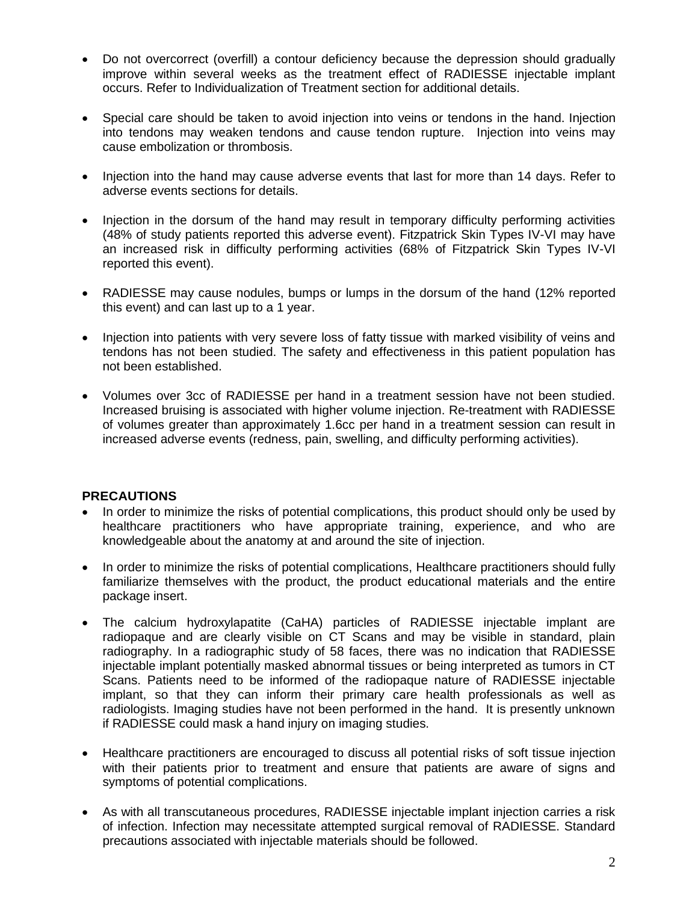- Do not overcorrect (overfill) a contour deficiency because the depression should gradually improve within several weeks as the treatment effect of RADIESSE injectable implant occurs. Refer to Individualization of Treatment section for additional details.

- Special care should be taken to avoid injection into veins or tendons in the hand. Injection into tendons may weaken tendons and cause tendon rupture. Injection into veins may cause embolization or thrombosis.

- Injection into the hand may cause adverse events that last for more than 14 days. Refer to adverse events sections for details.

- Injection in the dorsum of the hand may result in temporary difficulty performing activities (48% of study patients reported this adverse event). Fitzpatrick Skin Types IV-VI may have an increased risk in difficulty performing activities (68% of Fitzpatrick Skin Types IV-VI reported this event).

- RADIESSE may cause nodules, bumps or lumps in the dorsum of the hand (12% reported this event) and can last up to a 1 year.

- Injection into patients with very severe loss of fatty tissue with marked visibility of veins and tendons has not been studied. The safety and effectiveness in this patient population has not been established.

- Volumes over 3cc of RADIESSE per hand in a treatment session have not been studied. Increased bruising is associated with higher volume injection. Re-treatment with RADIESSE of volumes greater than approximately 1.6cc per hand in a treatment session can result in increased adverse events (redness, pain, swelling, and difficulty performing activities).

## PRECAUTIONS

- In order to minimize the risks of potential complications, this product should only be used by healthcare practitioners who have appropriate training, experience, and who are knowledgeable about the anatomy at and around the site of injection.

- In order to minimize the risks of potential complications, Healthcare practitioners should fully familiarize themselves with the product, the product educational materials and the entire package insert.

- The calcium hydroxylapatite (CaHA) particles of RADIESSE injectable implant are radiopaque and are clearly visible on CT Scans and may be visible in standard, plain radiography. In a radiographic study of 58 faces, there was no indication that RADIESSE injectable implant potentially masked abnormal tissues or being interpreted as tumors in CT Scans. Patients need to be informed of the radiopaque nature of RADIESSE injectable implant, so that they can inform their primary care health professionals as well as radiologists. Imaging studies have not been performed in the hand. It is presently unknown if RADIESSE could mask a hand injury on imaging studies.

- Healthcare practitioners are encouraged to discuss all potential risks of soft tissue injection with their patients prior to treatment and ensure that patients are aware of signs and symptoms of potential complications.

- As with all transcutaneous procedures, RADIESSE injectable implant injection carries a risk of infection. Infection may necessitate attempted surgical removal of RADIESSE. Standard precautions associated with injectable materials should be followed.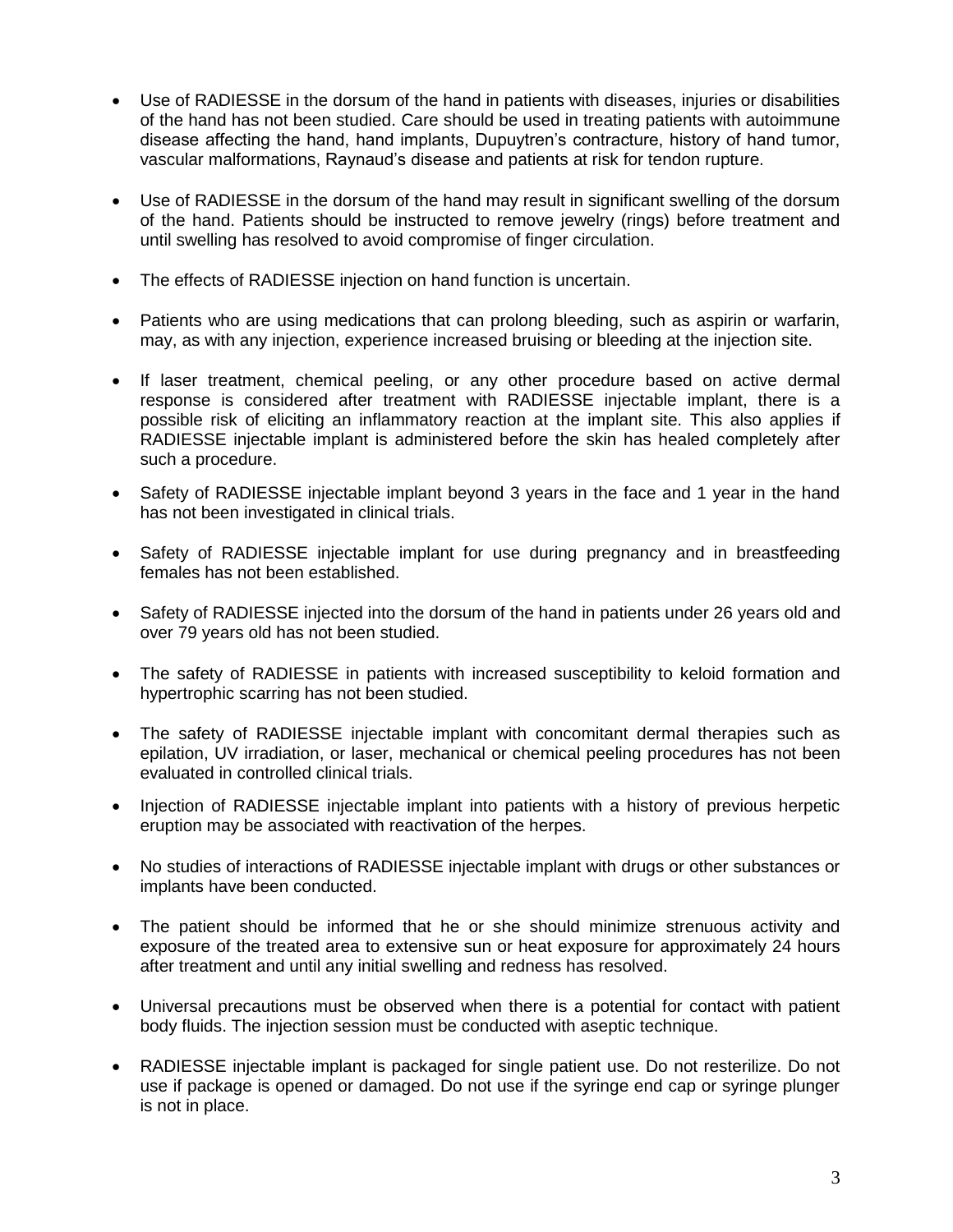- Use of RADIESSE in the dorsum of the hand in patients with diseases, injuries or disabilities of the hand has not been studied. Care should be used in treating patients with autoimmune disease affecting the hand, hand implants, Dupuytren's contracture, history of hand tumor, vascular malformations, Raynaud's disease and patients at risk for tendon rupture.

- Use of RADIESSE in the dorsum of the hand may result in significant swelling of the dorsum of the hand. Patients should be instructed to remove jewelry (rings) before treatment and until swelling has resolved to avoid compromise of finger circulation.

- The effects of RADIESSE injection on hand function is uncertain.

- Patients who are using medications that can prolong bleeding, such as aspirin or warfarin, may, as with any injection, experience increased bruising or bleeding at the injection site.

- If laser treatment, chemical peeling, or any other procedure based on active dermal response is considered after treatment with RADIESSE injectable implant, there is a possible risk of eliciting an inflammatory reaction at the implant site. This also applies if RADIESSE injectable implant is administered before the skin has healed completely after such a procedure.

- Safety of RADIESSE injectable implant beyond 3 years in the face and 1 year in the hand has not been investigated in clinical trials.

- Safety of RADIESSE injectable implant for use during pregnancy and in breastfeeding females has not been established.

- Safety of RADIESSE injected into the dorsum of the hand in patients under 26 years old and over 79 years old has not been studied.

- The safety of RADIESSE in patients with increased susceptibility to keloid formation and hypertrophic scarring has not been studied.

- The safety of RADIESSE injectable implant with concomitant dermal therapies such as epilation, UV irradiation, or laser, mechanical or chemical peeling procedures has not been evaluated in controlled clinical trials.

- Injection of RADIESSE injectable implant into patients with a history of previous herpetic eruption may be associated with reactivation of the herpes.

- No studies of interactions of RADIESSE injectable implant with drugs or other substances or implants have been conducted.

- The patient should be informed that he or she should minimize strenuous activity and exposure of the treated area to extensive sun or heat exposure for approximately 24 hours after treatment and until any initial swelling and redness has resolved.

- Universal precautions must be observed when there is a potential for contact with patient body fluids. The injection session must be conducted with aseptic technique.

- RADIESSE injectable implant is packaged for single patient use. Do not resterilize. Do not use if package is opened or damaged. Do not use if the syringe end cap or syringe plunger is not in place.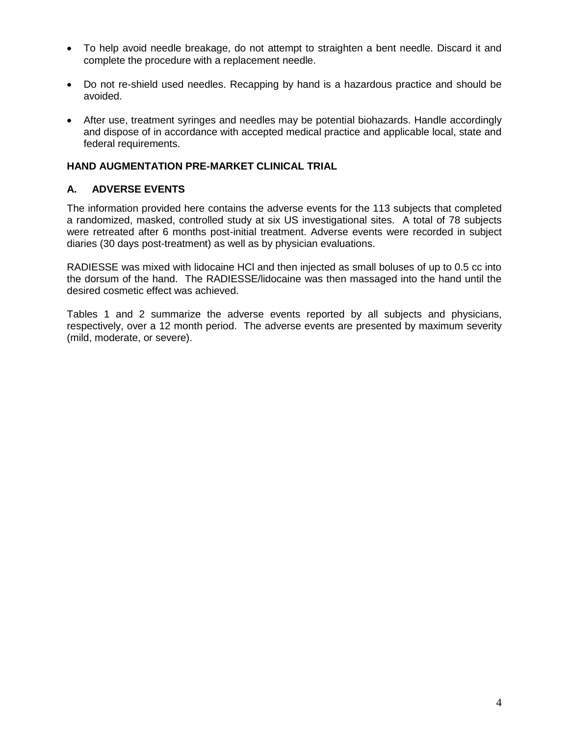- To help avoid needle breakage, do not attempt to straighten a bent needle. Discard it and complete the procedure with a replacement needle.
- Do not re-shield used needles. Recapping by hand is a hazardous practice and should be avoided.
- After use, treatment syringes and needles may be potential biohazards. Handle accordingly and dispose of in accordance with accepted medical practice and applicable local, state and federal requirements.

## HAND AUGMENTATION PRE-MARKET CLINICAL TRIAL

### A. ADVERSE EVENTS

The information provided here contains the adverse events for the 113 subjects that completed a randomized, masked, controlled study at six US investigational sites. A total of 78 subjects were retreated after 6 months post-initial treatment. Adverse events were recorded in subject diaries (30 days post-treatment) as well as by physician evaluations.

RADIESSE was mixed with lidocaine HCl and then injected as small boluses of up to 0.5 cc into the dorsum of the hand. The RADIESSE/lidocaine was then massaged into the hand until the desired cosmetic effect was achieved.

Tables 1 and 2 summarize the adverse events reported by all subjects and physicians, respectively, over a 12 month period. The adverse events are presented by maximum severity (mild, moderate, or severe).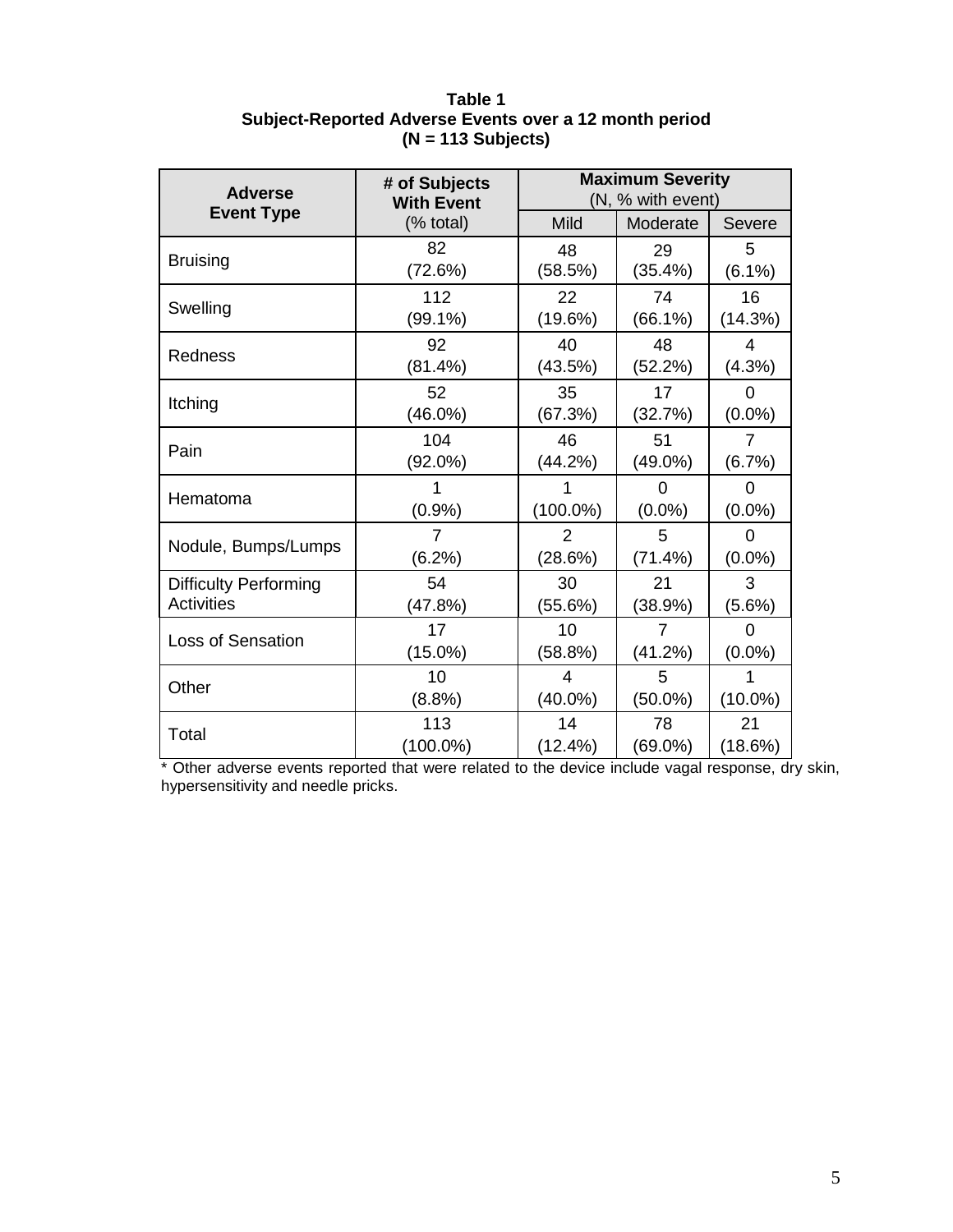**Table 1**
**Subject-Reported Adverse Events over a 12 month period**
**(N = 113 Subjects)**

| **Adverse Event Type** | **# of Subjects With Event** (% total) | **Maximum Severity** (N, % with event) | | |
|---|---|---|---|---|
| | | Mild | Moderate | Severe |
| Bruising | 82 (72.6%) | 48 (58.5%) | 29 (35.4%) | 5 (6.1%) |
| Swelling | 112 (99.1%) | 22 (19.6%) | 74 (66.1%) | 16 (14.3%) |
| Redness | 92 (81.4%) | 40 (43.5%) | 48 (52.2%) | 4 (4.3%) |
| Itching | 52 (46.0%) | 35 (67.3%) | 17 (32.7%) | 0 (0.0%) |
| Pain | 104 (92.0%) | 46 (44.2%) | 51 (49.0%) | 7 (6.7%) |
| Hematoma | 1 (0.9%) | 1 (100.0%) | 0 (0.0%) | 0 (0.0%) |
| Nodule, Bumps/Lumps | 7 (6.2%) | 2 (28.6%) | 5 (71.4%) | 0 (0.0%) |
| Difficulty Performing Activities | 54 (47.8%) | 30 (55.6%) | 21 (38.9%) | 3 (5.6%) |
| Loss of Sensation | 17 (15.0%) | 10 (58.8%) | 7 (41.2%) | 0 (0.0%) |
| Other | 10 (8.8%) | 4 (40.0%) | 5 (50.0%) | 1 (10.0%) |
| Total | 113 (100.0%) | 14 (12.4%) | 78 (69.0%) | 21 (18.6%) |

* Other adverse events reported that were related to the device include vagal response, dry skin, hypersensitivity and needle pricks.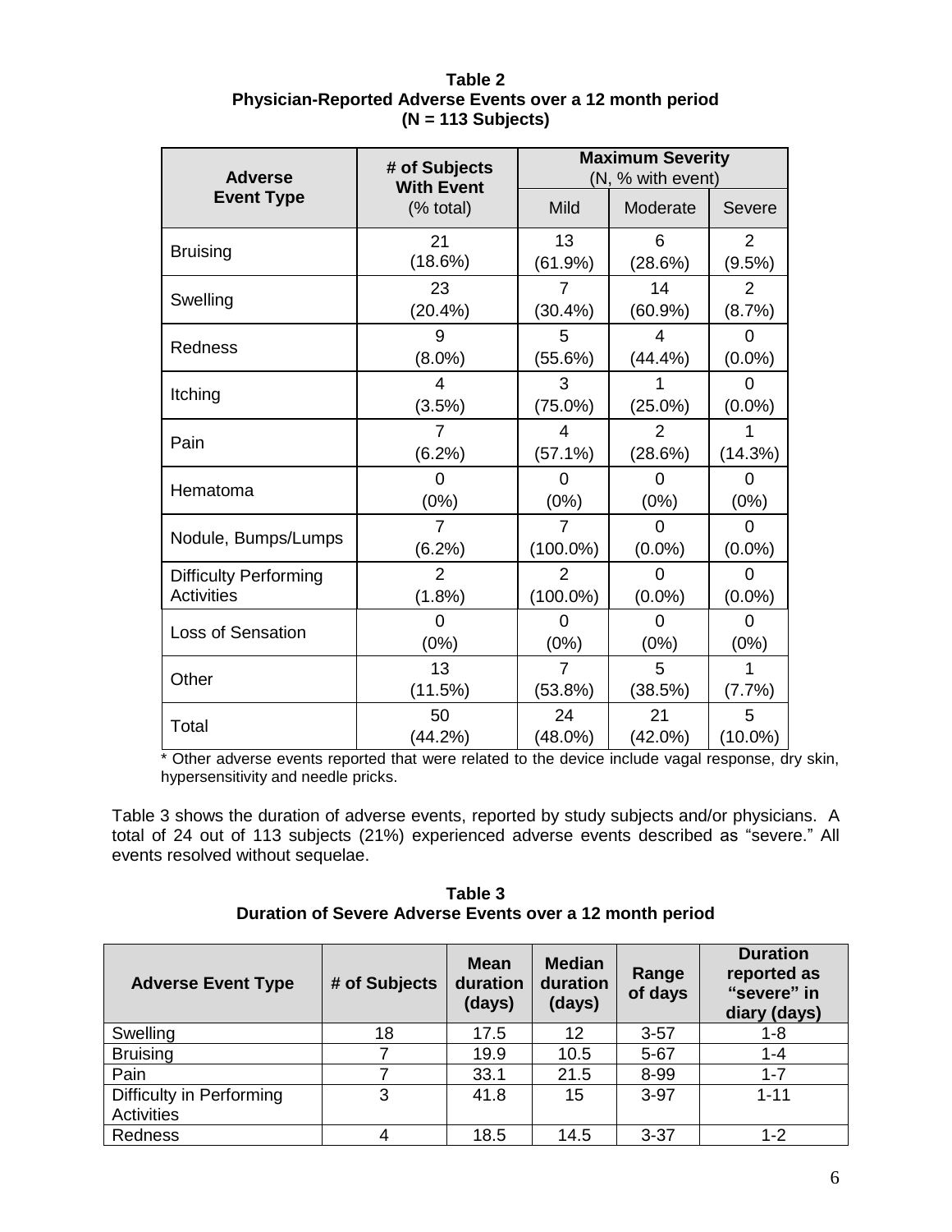**Table 2**
**Physician-Reported Adverse Events over a 12 month period**
**(N = 113 Subjects)**

| **Adverse Event Type** | **# of Subjects With Event** (% total) | **Maximum Severity** (N, % with event) | | |
|---|---|---|---|---|
| | | Mild | Moderate | Severe |
| Bruising | 21 (18.6%) | 13 (61.9%) | 6 (28.6%) | 2 (9.5%) |
| Swelling | 23 (20.4%) | 7 (30.4%) | 14 (60.9%) | 2 (8.7%) |
| Redness | 9 (8.0%) | 5 (55.6%) | 4 (44.4%) | 0 (0.0%) |
| Itching | 4 (3.5%) | 3 (75.0%) | 1 (25.0%) | 0 (0.0%) |
| Pain | 7 (6.2%) | 4 (57.1%) | 2 (28.6%) | 1 (14.3%) |
| Hematoma | 0 (0%) | 0 (0%) | 0 (0%) | 0 (0%) |
| Nodule, Bumps/Lumps | 7 (6.2%) | 7 (100.0%) | 0 (0.0%) | 0 (0.0%) |
| Difficulty Performing Activities | 2 (1.8%) | 2 (100.0%) | 0 (0.0%) | 0 (0.0%) |
| Loss of Sensation | 0 (0%) | 0 (0%) | 0 (0%) | 0 (0%) |
| Other | 13 (11.5%) | 7 (53.8%) | 5 (38.5%) | 1 (7.7%) |
| Total | 50 (44.2%) | 24 (48.0%) | 21 (42.0%) | 5 (10.0%) |

* Other adverse events reported that were related to the device include vagal response, dry skin, hypersensitivity and needle pricks.

Table 3 shows the duration of adverse events, reported by study subjects and/or physicians. A total of 24 out of 113 subjects (21%) experienced adverse events described as "severe." All events resolved without sequelae.

**Table 3**
**Duration of Severe Adverse Events over a 12 month period**

| **Adverse Event Type** | **# of Subjects** | **Mean duration (days)** | **Median duration (days)** | **Range of days** | **Duration reported as "severe" in diary (days)** |
|---|---|---|---|---|---|
| Swelling | 18 | 17.5 | 12 | 3-57 | 1-8 |
| Bruising | 7 | 19.9 | 10.5 | 5-67 | 1-4 |
| Pain | 7 | 33.1 | 21.5 | 8-99 | 1-7 |
| Difficulty in Performing Activities | 3 | 41.8 | 15 | 3-97 | 1-11 |
| Redness | 4 | 18.5 | 14.5 | 3-37 | 1-2 |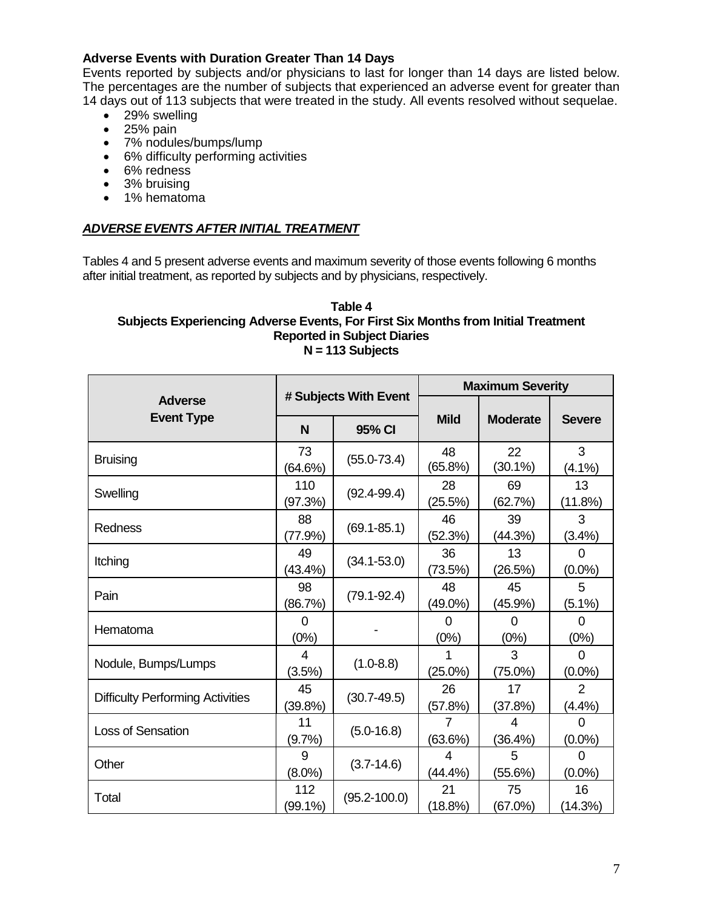**Adverse Events with Duration Greater Than 14 Days**

Events reported by subjects and/or physicians to last for longer than 14 days are listed below. The percentages are the number of subjects that experienced an adverse event for greater than 14 days out of 113 subjects that were treated in the study. All events resolved without sequelae.

- 29% swelling
- 25% pain
- 7% nodules/bumps/lump
- 6% difficulty performing activities
- 6% redness
- 3% bruising
- 1% hematoma

***ADVERSE EVENTS AFTER INITIAL TREATMENT***

Tables 4 and 5 present adverse events and maximum severity of those events following 6 months after initial treatment, as reported by subjects and by physicians, respectively.

**Table 4**
**Subjects Experiencing Adverse Events, For First Six Months from Initial Treatment Reported in Subject Diaries**
**N = 113 Subjects**

| Adverse Event Type | # Subjects With Event | | Maximum Severity | | |
|---|---|---|---|---|---|
| | N | 95% CI | Mild | Moderate | Severe |
| Bruising | 73 (64.6%) | (55.0-73.4) | 48 (65.8%) | 22 (30.1%) | 3 (4.1%) |
| Swelling | 110 (97.3%) | (92.4-99.4) | 28 (25.5%) | 69 (62.7%) | 13 (11.8%) |
| Redness | 88 (77.9%) | (69.1-85.1) | 46 (52.3%) | 39 (44.3%) | 3 (3.4%) |
| Itching | 49 (43.4%) | (34.1-53.0) | 36 (73.5%) | 13 (26.5%) | 0 (0.0%) |
| Pain | 98 (86.7%) | (79.1-92.4) | 48 (49.0%) | 45 (45.9%) | 5 (5.1%) |
| Hematoma | 0 (0%) | - | 0 (0%) | 0 (0%) | 0 (0%) |
| Nodule, Bumps/Lumps | 4 (3.5%) | (1.0-8.8) | 1 (25.0%) | 3 (75.0%) | 0 (0.0%) |
| Difficulty Performing Activities | 45 (39.8%) | (30.7-49.5) | 26 (57.8%) | 17 (37.8%) | 2 (4.4%) |
| Loss of Sensation | 11 (9.7%) | (5.0-16.8) | 7 (63.6%) | 4 (36.4%) | 0 (0.0%) |
| Other | 9 (8.0%) | (3.7-14.6) | 4 (44.4%) | 5 (55.6%) | 0 (0.0%) |
| Total | 112 (99.1%) | (95.2-100.0) | 21 (18.8%) | 75 (67.0%) | 16 (14.3%) |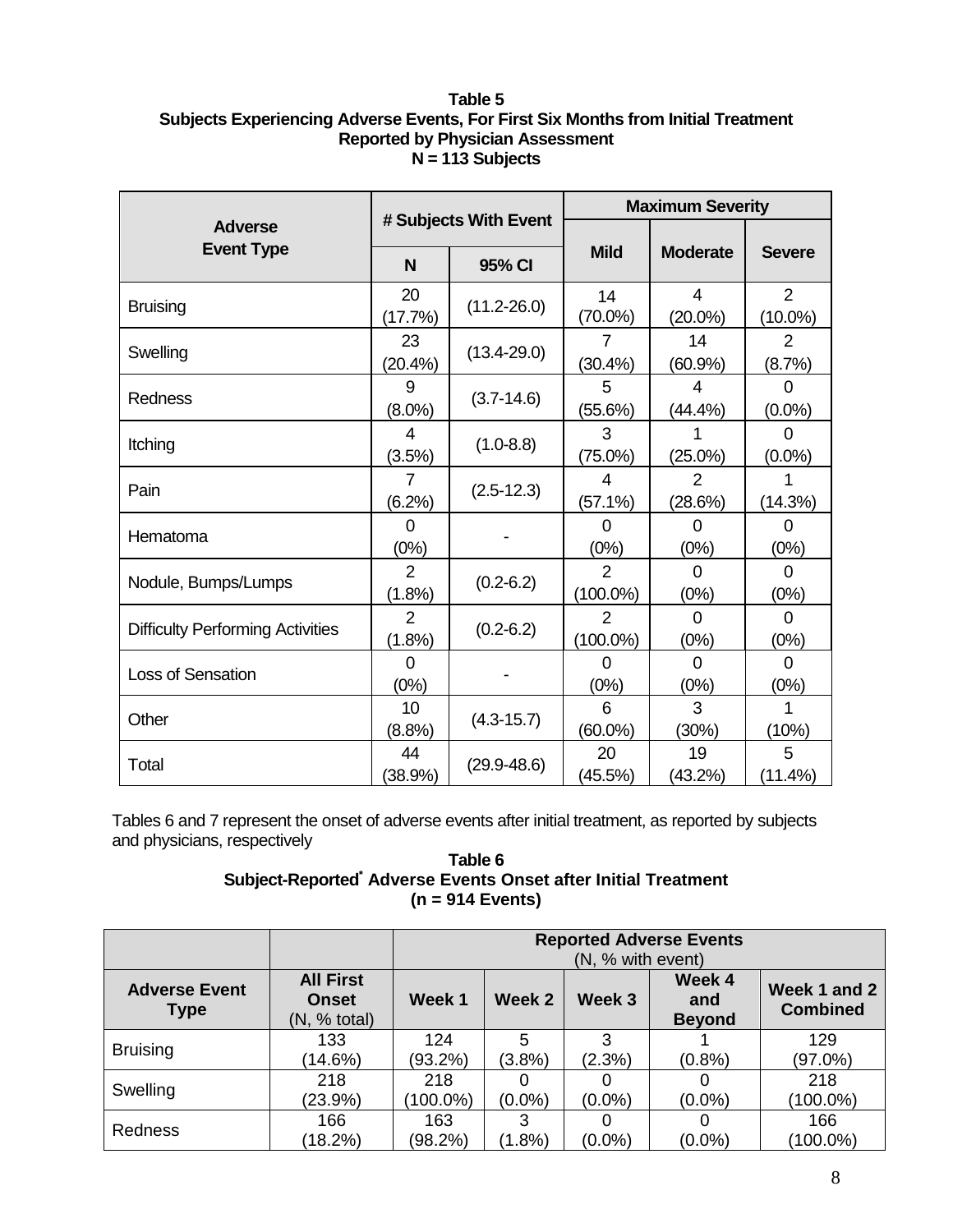**Table 5**
**Subjects Experiencing Adverse Events, For First Six Months from Initial Treatment**
**Reported by Physician Assessment**
**N = 113 Subjects**

| Adverse Event Type | # Subjects With Event | | Maximum Severity | | |
|---|---|---|---|---|---|
| | N | 95% CI | Mild | Moderate | Severe |
| Bruising | 20 (17.7%) | (11.2-26.0) | 14 (70.0%) | 4 (20.0%) | 2 (10.0%) |
| Swelling | 23 (20.4%) | (13.4-29.0) | 7 (30.4%) | 14 (60.9%) | 2 (8.7%) |
| Redness | 9 (8.0%) | (3.7-14.6) | 5 (55.6%) | 4 (44.4%) | 0 (0.0%) |
| Itching | 4 (3.5%) | (1.0-8.8) | 3 (75.0%) | 1 (25.0%) | 0 (0.0%) |
| Pain | 7 (6.2%) | (2.5-12.3) | 4 (57.1%) | 2 (28.6%) | 1 (14.3%) |
| Hematoma | 0 (0%) | - | 0 (0%) | 0 (0%) | 0 (0%) |
| Nodule, Bumps/Lumps | 2 (1.8%) | (0.2-6.2) | 2 (100.0%) | 0 (0%) | 0 (0%) |
| Difficulty Performing Activities | 2 (1.8%) | (0.2-6.2) | 2 (100.0%) | 0 (0%) | 0 (0%) |
| Loss of Sensation | 0 (0%) | - | 0 (0%) | 0 (0%) | 0 (0%) |
| Other | 10 (8.8%) | (4.3-15.7) | 6 (60.0%) | 3 (30%) | 1 (10%) |
| Total | 44 (38.9%) | (29.9-48.6) | 20 (45.5%) | 19 (43.2%) | 5 (11.4%) |

Tables 6 and 7 represent the onset of adverse events after initial treatment, as reported by subjects and physicians, respectively

**Table 6**
**Subject-Reported* Adverse Events Onset after Initial Treatment**
**(n = 914 Events)**

| | | Reported Adverse Events (N, % with event) | | | | |
|---|---|---|---|---|---|---|
| **Adverse Event Type** | **All First Onset** (N, % total) | **Week 1** | **Week 2** | **Week 3** | **Week 4 and Beyond** | **Week 1 and 2 Combined** |
| Bruising | 133 (14.6%) | 124 (93.2%) | 5 (3.8%) | 3 (2.3%) | 1 (0.8%) | 129 (97.0%) |
| Swelling | 218 (23.9%) | 218 (100.0%) | 0 (0.0%) | 0 (0.0%) | 0 (0.0%) | 218 (100.0%) |
| Redness | 166 (18.2%) | 163 (98.2%) | 3 (1.8%) | 0 (0.0%) | 0 (0.0%) | 166 (100.0%) |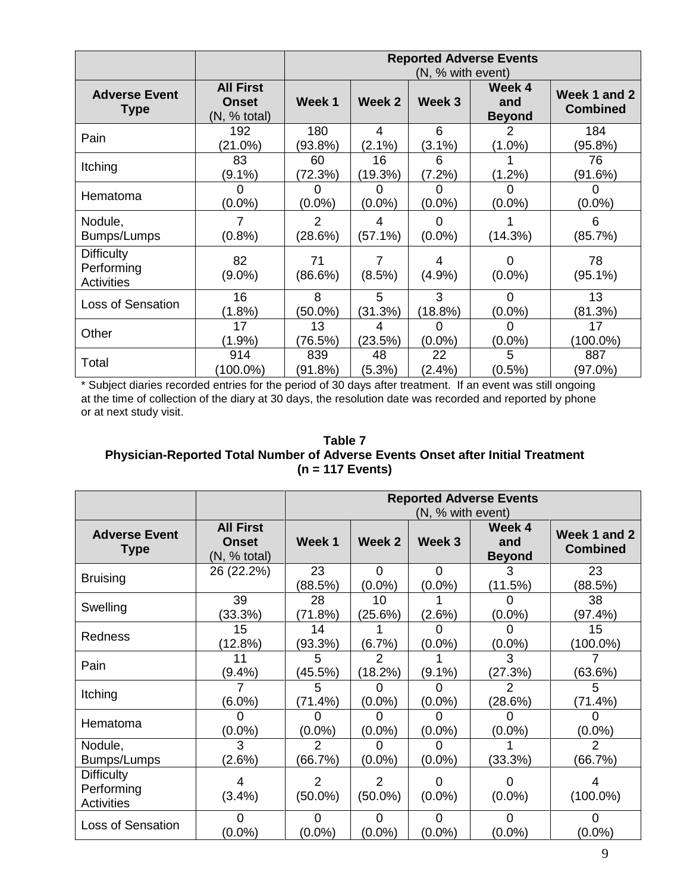| | | Reported Adverse Events (N, % with event) | | | | |
|---|---|---|---|---|---|---|
| **Adverse Event Type** | **All First Onset** (N, % total) | **Week 1** | **Week 2** | **Week 3** | **Week 4 and Beyond** | **Week 1 and 2 Combined** |
| Pain | 192 (21.0%) | 180 (93.8%) | 4 (2.1%) | 6 (3.1%) | 2 (1.0%) | 184 (95.8%) |
| Itching | 83 (9.1%) | 60 (72.3%) | 16 (19.3%) | 6 (7.2%) | 1 (1.2%) | 76 (91.6%) |
| Hematoma | 0 (0.0%) | 0 (0.0%) | 0 (0.0%) | 0 (0.0%) | 0 (0.0%) | 0 (0.0%) |
| Nodule, Bumps/Lumps | 7 (0.8%) | 2 (28.6%) | 4 (57.1%) | 0 (0.0%) | 1 (14.3%) | 6 (85.7%) |
| Difficulty Performing Activities | 82 (9.0%) | 71 (86.6%) | 7 (8.5%) | 4 (4.9%) | 0 (0.0%) | 78 (95.1%) |
| Loss of Sensation | 16 (1.8%) | 8 (50.0%) | 5 (31.3%) | 3 (18.8%) | 0 (0.0%) | 13 (81.3%) |
| Other | 17 (1.9%) | 13 (76.5%) | 4 (23.5%) | 0 (0.0%) | 0 (0.0%) | 17 (100.0%) |
| Total | 914 (100.0%) | 839 (91.8%) | 48 (5.3%) | 22 (2.4%) | 5 (0.5%) | 887 (97.0%) |

* Subject diaries recorded entries for the period of 30 days after treatment. If an event was still ongoing at the time of collection of the diary at 30 days, the resolution date was recorded and reported by phone or at next study visit.

**Table 7**
**Physician-Reported Total Number of Adverse Events Onset after Initial Treatment (n = 117 Events)**

| | | Reported Adverse Events (N, % with event) | | | | |
|---|---|---|---|---|---|---|
| **Adverse Event Type** | **All First Onset** (N, % total) | **Week 1** | **Week 2** | **Week 3** | **Week 4 and Beyond** | **Week 1 and 2 Combined** |
| Bruising | 26 (22.2%) | 23 (88.5%) | 0 (0.0%) | 0 (0.0%) | 3 (11.5%) | 23 (88.5%) |
| Swelling | 39 (33.3%) | 28 (71.8%) | 10 (25.6%) | 1 (2.6%) | 0 (0.0%) | 38 (97.4%) |
| Redness | 15 (12.8%) | 14 (93.3%) | 1 (6.7%) | 0 (0.0%) | 0 (0.0%) | 15 (100.0%) |
| Pain | 11 (9.4%) | 5 (45.5%) | 2 (18.2%) | 1 (9.1%) | 3 (27.3%) | 7 (63.6%) |
| Itching | 7 (6.0%) | 5 (71.4%) | 0 (0.0%) | 0 (0.0%) | 2 (28.6%) | 5 (71.4%) |
| Hematoma | 0 (0.0%) | 0 (0.0%) | 0 (0.0%) | 0 (0.0%) | 0 (0.0%) | 0 (0.0%) |
| Nodule, Bumps/Lumps | 3 (2.6%) | 2 (66.7%) | 0 (0.0%) | 0 (0.0%) | 1 (33.3%) | 2 (66.7%) |
| Difficulty Performing Activities | 4 (3.4%) | 2 (50.0%) | 2 (50.0%) | 0 (0.0%) | 0 (0.0%) | 4 (100.0%) |
| Loss of Sensation | 0 (0.0%) | 0 (0.0%) | 0 (0.0%) | 0 (0.0%) | 0 (0.0%) | 0 (0.0%) |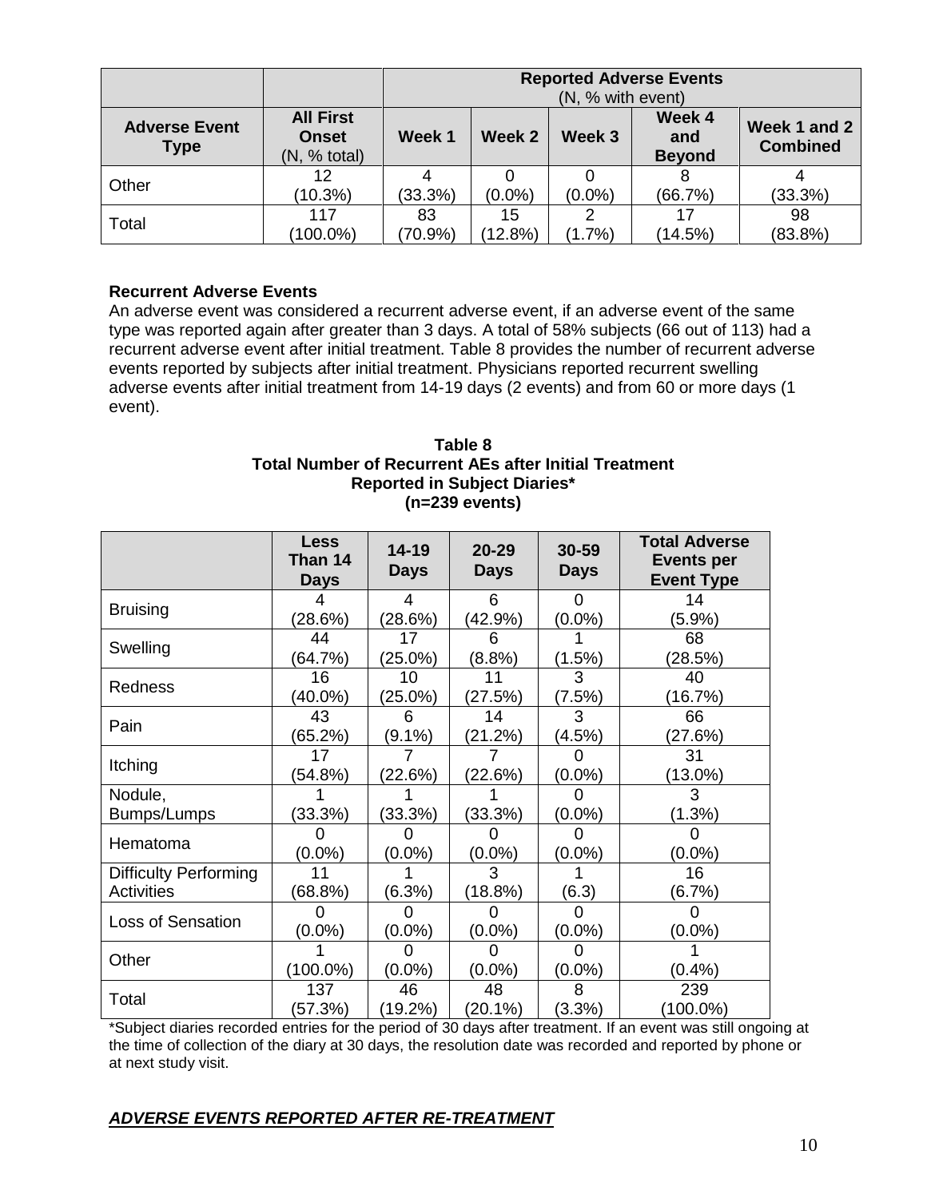| | | Reported Adverse Events (N, % with event) | | | | |
|---|---|---|---|---|---|---|
| **Adverse Event Type** | **All First Onset** (N, % total) | **Week 1** | **Week 2** | **Week 3** | **Week 4 and Beyond** | **Week 1 and 2 Combined** |
| Other | 12 (10.3%) | 4 (33.3%) | 0 (0.0%) | 0 (0.0%) | 8 (66.7%) | 4 (33.3%) |
| Total | 117 (100.0%) | 83 (70.9%) | 15 (12.8%) | 2 (1.7%) | 17 (14.5%) | 98 (83.8%) |

**Recurrent Adverse Events**

An adverse event was considered a recurrent adverse event, if an adverse event of the same type was reported again after greater than 3 days. A total of 58% subjects (66 out of 113) had a recurrent adverse event after initial treatment. Table 8 provides the number of recurrent adverse events reported by subjects after initial treatment. Physicians reported recurrent swelling adverse events after initial treatment from 14-19 days (2 events) and from 60 or more days (1 event).

**Table 8**
**Total Number of Recurrent AEs after Initial Treatment**
**Reported in Subject Diaries***
**(n=239 events)**

| | Less Than 14 Days | 14-19 Days | 20-29 Days | 30-59 Days | Total Adverse Events per Event Type |
|---|---|---|---|---|---|
| Bruising | 4 (28.6%) | 4 (28.6%) | 6 (42.9%) | 0 (0.0%) | 14 (5.9%) |
| Swelling | 44 (64.7%) | 17 (25.0%) | 6 (8.8%) | 1 (1.5%) | 68 (28.5%) |
| Redness | 16 (40.0%) | 10 (25.0%) | 11 (27.5%) | 3 (7.5%) | 40 (16.7%) |
| Pain | 43 (65.2%) | 6 (9.1%) | 14 (21.2%) | 3 (4.5%) | 66 (27.6%) |
| Itching | 17 (54.8%) | 7 (22.6%) | 7 (22.6%) | 0 (0.0%) | 31 (13.0%) |
| Nodule, Bumps/Lumps | 1 (33.3%) | 1 (33.3%) | 1 (33.3%) | 0 (0.0%) | 3 (1.3%) |
| Hematoma | 0 (0.0%) | 0 (0.0%) | 0 (0.0%) | 0 (0.0%) | 0 (0.0%) |
| Difficulty Performing Activities | 11 (68.8%) | 1 (6.3%) | 3 (18.8%) | 1 (6.3) | 16 (6.7%) |
| Loss of Sensation | 0 (0.0%) | 0 (0.0%) | 0 (0.0%) | 0 (0.0%) | 0 (0.0%) |
| Other | 1 (100.0%) | 0 (0.0%) | 0 (0.0%) | 0 (0.0%) | 1 (0.4%) |
| Total | 137 (57.3%) | 46 (19.2%) | 48 (20.1%) | 8 (3.3%) | 239 (100.0%) |

*Subject diaries recorded entries for the period of 30 days after treatment. If an event was still ongoing at the time of collection of the diary at 30 days, the resolution date was recorded and reported by phone or at next study visit.

***ADVERSE EVENTS REPORTED AFTER RE-TREATMENT***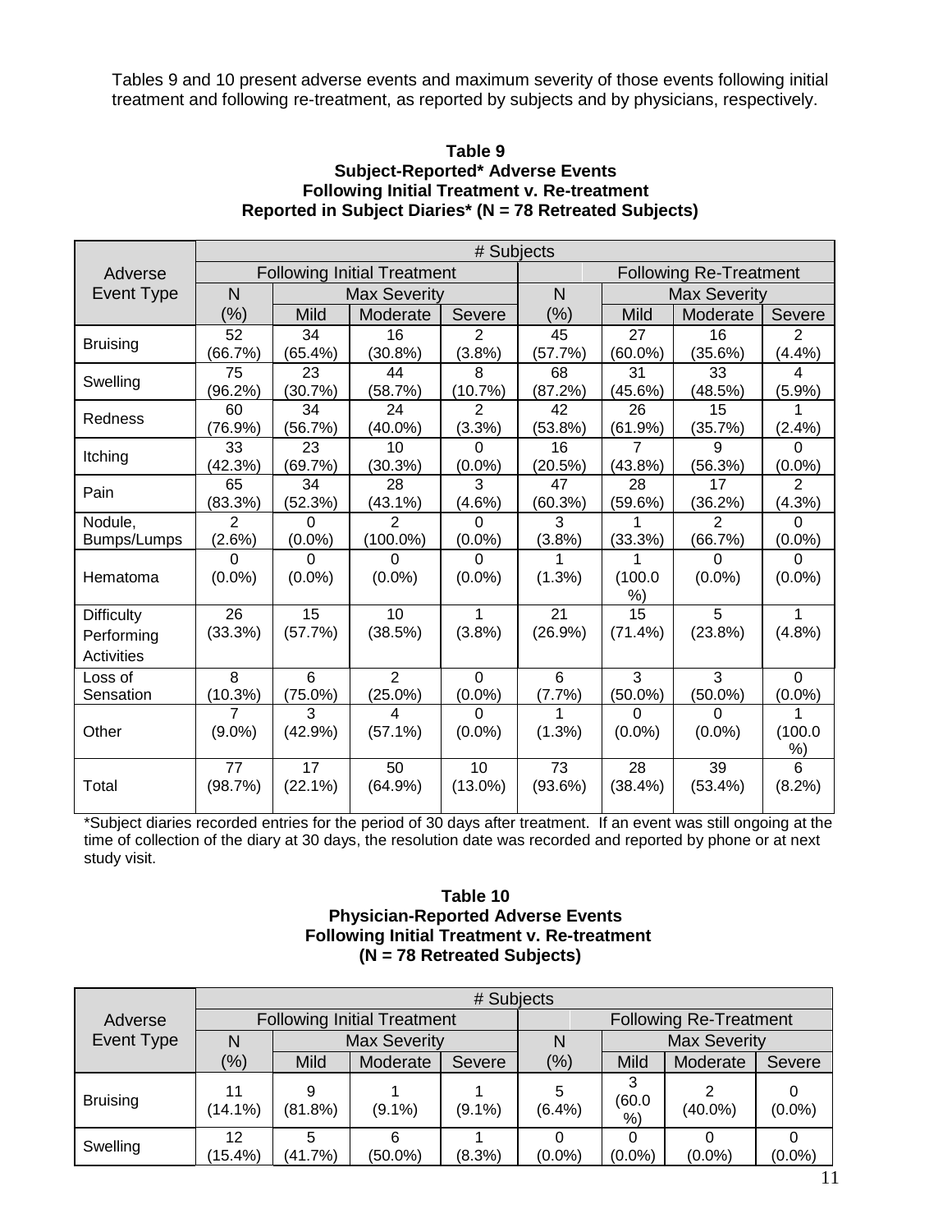Tables 9 and 10 present adverse events and maximum severity of those events following initial treatment and following re-treatment, as reported by subjects and by physicians, respectively.

**Table 9**
**Subject-Reported* Adverse Events**
**Following Initial Treatment v. Re-treatment**
**Reported in Subject Diaries* (N = 78 Retreated Subjects)**

| Adverse Event Type | # Subjects | | | | | | | |
|---|---|---|---|---|---|---|---|---|
| | Following Initial Treatment | | | | Following Re-Treatment | | | |
| | N (%) | Max Severity | | | N (%) | Max Severity | | |
| | | Mild | Moderate | Severe | | Mild | Moderate | Severe |
| Bruising | 52 (66.7%) | 34 (65.4%) | 16 (30.8%) | 2 (3.8%) | 45 (57.7%) | 27 (60.0%) | 16 (35.6%) | 2 (4.4%) |
| Swelling | 75 (96.2%) | 23 (30.7%) | 44 (58.7%) | 8 (10.7%) | 68 (87.2%) | 31 (45.6%) | 33 (48.5%) | 4 (5.9%) |
| Redness | 60 (76.9%) | 34 (56.7%) | 24 (40.0%) | 2 (3.3%) | 42 (53.8%) | 26 (61.9%) | 15 (35.7%) | 1 (2.4%) |
| Itching | 33 (42.3%) | 23 (69.7%) | 10 (30.3%) | 0 (0.0%) | 16 (20.5%) | 7 (43.8%) | 9 (56.3%) | 0 (0.0%) |
| Pain | 65 (83.3%) | 34 (52.3%) | 28 (43.1%) | 3 (4.6%) | 47 (60.3%) | 28 (59.6%) | 17 (36.2%) | 2 (4.3%) |
| Nodule, Bumps/Lumps | 2 (2.6%) | 0 (0.0%) | 2 (100.0%) | 0 (0.0%) | 3 (3.8%) | 1 (33.3%) | 2 (66.7%) | 0 (0.0%) |
| Hematoma | 0 (0.0%) | 0 (0.0%) | 0 (0.0%) | 0 (0.0%) | 1 (1.3%) | 1 (100.0%) | 0 (0.0%) | 0 (0.0%) |
| Difficulty Performing Activities | 26 (33.3%) | 15 (57.7%) | 10 (38.5%) | 1 (3.8%) | 21 (26.9%) | 15 (71.4%) | 5 (23.8%) | 1 (4.8%) |
| Loss of Sensation | 8 (10.3%) | 6 (75.0%) | 2 (25.0%) | 0 (0.0%) | 6 (7.7%) | 3 (50.0%) | 3 (50.0%) | 0 (0.0%) |
| Other | 7 (9.0%) | 3 (42.9%) | 4 (57.1%) | 0 (0.0%) | 1 (1.3%) | 0 (0.0%) | 0 (0.0%) | 1 (100.0%) |
| Total | 77 (98.7%) | 17 (22.1%) | 50 (64.9%) | 10 (13.0%) | 73 (93.6%) | 28 (38.4%) | 39 (53.4%) | 6 (8.2%) |

*Subject diaries recorded entries for the period of 30 days after treatment. If an event was still ongoing at the time of collection of the diary at 30 days, the resolution date was recorded and reported by phone or at next study visit.

**Table 10**
**Physician-Reported Adverse Events**
**Following Initial Treatment v. Re-treatment**
**(N = 78 Retreated Subjects)**

| Adverse Event Type | # Subjects | | | | | | | |
|---|---|---|---|---|---|---|---|---|
| | Following Initial Treatment | | | | Following Re-Treatment | | | |
| | N (%) | Max Severity | | | N (%) | Max Severity | | |
| | | Mild | Moderate | Severe | | Mild | Moderate | Severe |
| Bruising | 11 (14.1%) | 9 (81.8%) | 1 (9.1%) | 1 (9.1%) | 5 (6.4%) | 3 (60.0%) | 2 (40.0%) | 0 (0.0%) |
| Swelling | 12 (15.4%) | 5 (41.7%) | 6 (50.0%) | 1 (8.3%) | 0 (0.0%) | 0 (0.0%) | 0 (0.0%) | 0 (0.0%) |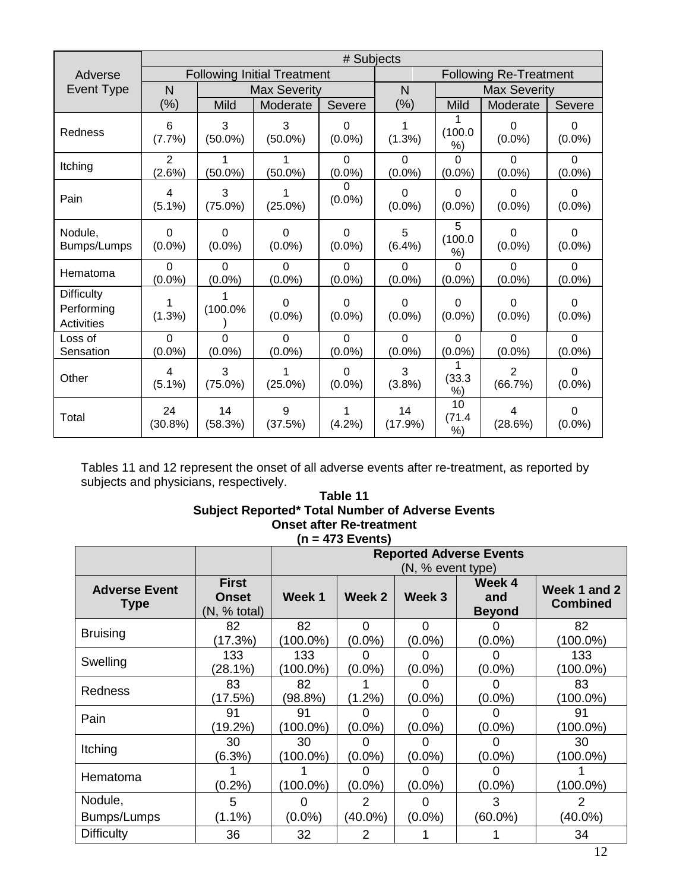| Adverse Event Type | # Subjects | | | | | | | |
|---|---|---|---|---|---|---|---|---|
| | Following Initial Treatment | | | | Following Re-Treatment | | | |
| | N (%) | Max Severity | | | N (%) | Max Severity | | |
| | | Mild | Moderate | Severe | | Mild | Moderate | Severe |
| Redness | 6 (7.7%) | 3 (50.0%) | 3 (50.0%) | 0 (0.0%) | 1 (1.3%) | 1 (100.0 %) | 0 (0.0%) | 0 (0.0%) |
| Itching | 2 (2.6%) | 1 (50.0%) | 1 (50.0%) | 0 (0.0%) | 0 (0.0%) | 0 (0.0%) | 0 (0.0%) | 0 (0.0%) |
| Pain | 4 (5.1%) | 3 (75.0%) | 1 (25.0%) | 0 (0.0%) | 0 (0.0%) | 0 (0.0%) | 0 (0.0%) | 0 (0.0%) |
| Nodule, Bumps/Lumps | 0 (0.0%) | 0 (0.0%) | 0 (0.0%) | 0 (0.0%) | 5 (6.4%) | 5 (100.0 %) | 0 (0.0%) | 0 (0.0%) |
| Hematoma | 0 (0.0%) | 0 (0.0%) | 0 (0.0%) | 0 (0.0%) | 0 (0.0%) | 0 (0.0%) | 0 (0.0%) | 0 (0.0%) |
| Difficulty Performing Activities | 1 (1.3%) | 1 (100.0%) | 0 (0.0%) | 0 (0.0%) | 0 (0.0%) | 0 (0.0%) | 0 (0.0%) | 0 (0.0%) |
| Loss of Sensation | 0 (0.0%) | 0 (0.0%) | 0 (0.0%) | 0 (0.0%) | 0 (0.0%) | 0 (0.0%) | 0 (0.0%) | 0 (0.0%) |
| Other | 4 (5.1%) | 3 (75.0%) | 1 (25.0%) | 0 (0.0%) | 3 (3.8%) | 1 (33.3 %) | 2 (66.7%) | 0 (0.0%) |
| Total | 24 (30.8%) | 14 (58.3%) | 9 (37.5%) | 1 (4.2%) | 14 (17.9%) | 10 (71.4 %) | 4 (28.6%) | 0 (0.0%) |

Tables 11 and 12 represent the onset of all adverse events after re-treatment, as reported by subjects and physicians, respectively.

**Table 11**
**Subject Reported* Total Number of Adverse Events**
**Onset after Re-treatment**
**(n = 473 Events)**

| | | **Reported Adverse Events** (N, % event type) | | | | |
|---|---|---|---|---|---|---|
| **Adverse Event Type** | **First Onset** (N, % total) | **Week 1** | **Week 2** | **Week 3** | **Week 4 and Beyond** | **Week 1 and 2 Combined** |
| Bruising | 82 (17.3%) | 82 (100.0%) | 0 (0.0%) | 0 (0.0%) | 0 (0.0%) | 82 (100.0%) |
| Swelling | 133 (28.1%) | 133 (100.0%) | 0 (0.0%) | 0 (0.0%) | 0 (0.0%) | 133 (100.0%) |
| Redness | 83 (17.5%) | 82 (98.8%) | 1 (1.2%) | 0 (0.0%) | 0 (0.0%) | 83 (100.0%) |
| Pain | 91 (19.2%) | 91 (100.0%) | 0 (0.0%) | 0 (0.0%) | 0 (0.0%) | 91 (100.0%) |
| Itching | 30 (6.3%) | 30 (100.0%) | 0 (0.0%) | 0 (0.0%) | 0 (0.0%) | 30 (100.0%) |
| Hematoma | 1 (0.2%) | 1 (100.0%) | 0 (0.0%) | 0 (0.0%) | 0 (0.0%) | 1 (100.0%) |
| Nodule, Bumps/Lumps | 5 (1.1%) | 0 (0.0%) | 2 (40.0%) | 0 (0.0%) | 3 (60.0%) | 2 (40.0%) |
| Difficulty | 36 | 32 | 2 | 1 | 1 | 34 |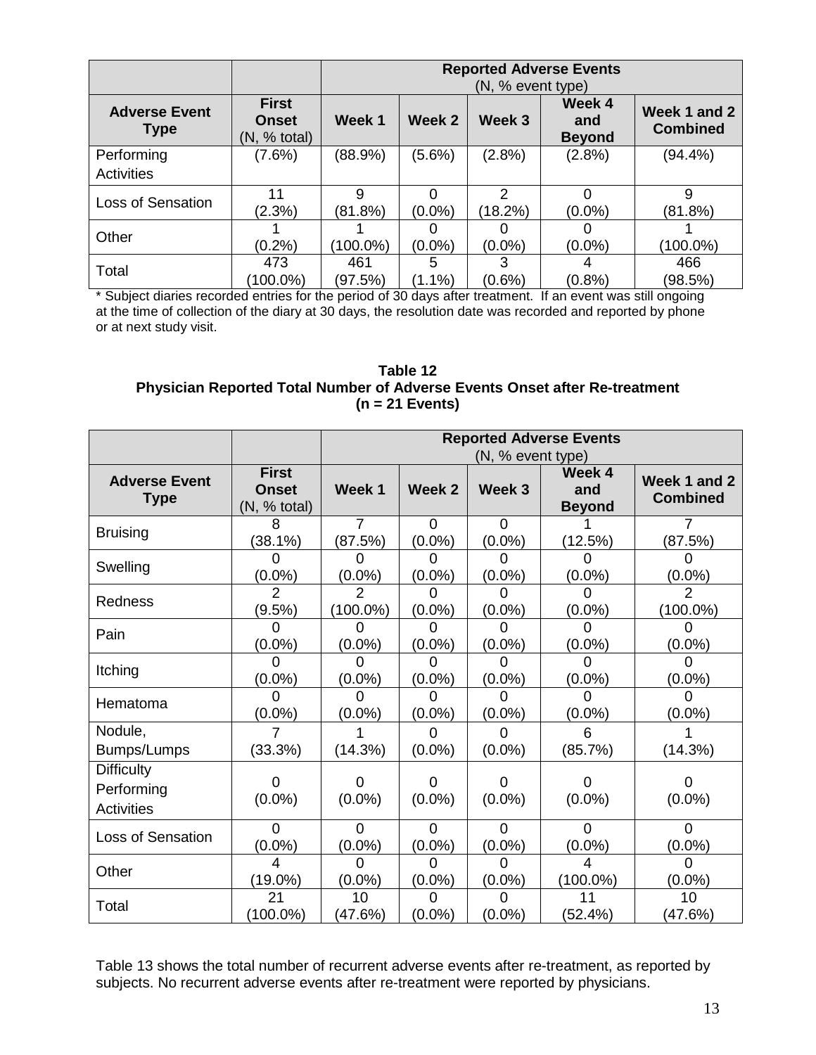| | | Reported Adverse Events (N, % event type) | | | | |
|---|---|---|---|---|---|---|
| **Adverse Event Type** | **First Onset** (N, % total) | **Week 1** | **Week 2** | **Week 3** | **Week 4 and Beyond** | **Week 1 and 2 Combined** |
| Performing Activities | (7.6%) | (88.9%) | (5.6%) | (2.8%) | (2.8%) | (94.4%) |
| Loss of Sensation | 11 (2.3%) | 9 (81.8%) | 0 (0.0%) | 2 (18.2%) | 0 (0.0%) | 9 (81.8%) |
| Other | 1 (0.2%) | 1 (100.0%) | 0 (0.0%) | 0 (0.0%) | 0 (0.0%) | 1 (100.0%) |
| Total | 473 (100.0%) | 461 (97.5%) | 5 (1.1%) | 3 (0.6%) | 4 (0.8%) | 466 (98.5%) |

* Subject diaries recorded entries for the period of 30 days after treatment. If an event was still ongoing at the time of collection of the diary at 30 days, the resolution date was recorded and reported by phone or at next study visit.

**Table 12**
**Physician Reported Total Number of Adverse Events Onset after Re-treatment (n = 21 Events)**

| | | Reported Adverse Events (N, % event type) | | | | |
|---|---|---|---|---|---|---|
| **Adverse Event Type** | **First Onset** (N, % total) | **Week 1** | **Week 2** | **Week 3** | **Week 4 and Beyond** | **Week 1 and 2 Combined** |
| Bruising | 8 (38.1%) | 7 (87.5%) | 0 (0.0%) | 0 (0.0%) | 1 (12.5%) | 7 (87.5%) |
| Swelling | 0 (0.0%) | 0 (0.0%) | 0 (0.0%) | 0 (0.0%) | 0 (0.0%) | 0 (0.0%) |
| Redness | 2 (9.5%) | 2 (100.0%) | 0 (0.0%) | 0 (0.0%) | 0 (0.0%) | 2 (100.0%) |
| Pain | 0 (0.0%) | 0 (0.0%) | 0 (0.0%) | 0 (0.0%) | 0 (0.0%) | 0 (0.0%) |
| Itching | 0 (0.0%) | 0 (0.0%) | 0 (0.0%) | 0 (0.0%) | 0 (0.0%) | 0 (0.0%) |
| Hematoma | 0 (0.0%) | 0 (0.0%) | 0 (0.0%) | 0 (0.0%) | 0 (0.0%) | 0 (0.0%) |
| Nodule, Bumps/Lumps | 7 (33.3%) | 1 (14.3%) | 0 (0.0%) | 0 (0.0%) | 6 (85.7%) | 1 (14.3%) |
| Difficulty Performing Activities | 0 (0.0%) | 0 (0.0%) | 0 (0.0%) | 0 (0.0%) | 0 (0.0%) | 0 (0.0%) |
| Loss of Sensation | 0 (0.0%) | 0 (0.0%) | 0 (0.0%) | 0 (0.0%) | 0 (0.0%) | 0 (0.0%) |
| Other | 4 (19.0%) | 0 (0.0%) | 0 (0.0%) | 0 (0.0%) | 4 (100.0%) | 0 (0.0%) |
| Total | 21 (100.0%) | 10 (47.6%) | 0 (0.0%) | 0 (0.0%) | 11 (52.4%) | 10 (47.6%) |

Table 13 shows the total number of recurrent adverse events after re-treatment, as reported by subjects. No recurrent adverse events after re-treatment were reported by physicians.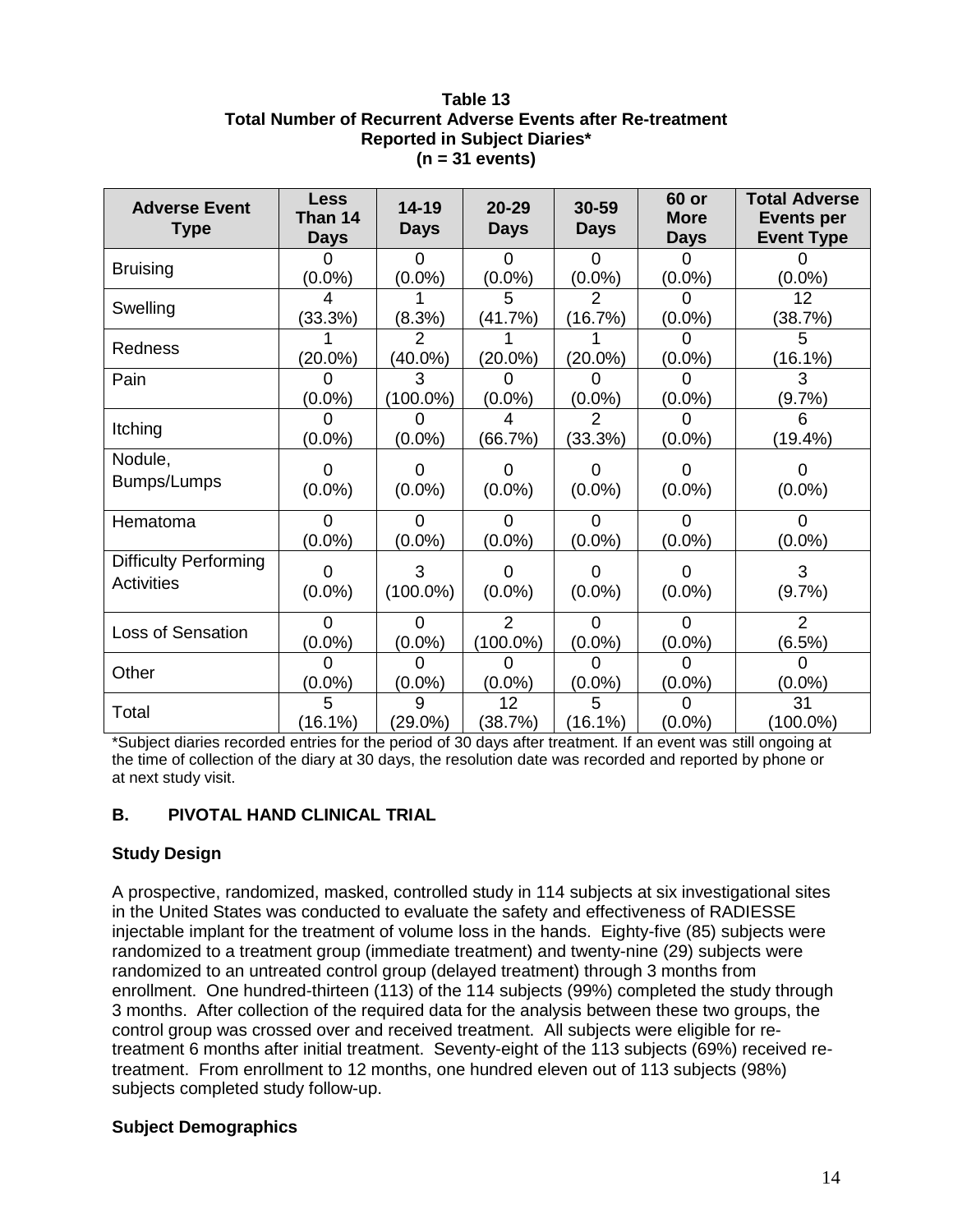**Table 13**
**Total Number of Recurrent Adverse Events after Re-treatment Reported in Subject Diaries***
**(n = 31 events)**

| Adverse Event Type | Less Than 14 Days | 14-19 Days | 20-29 Days | 30-59 Days | 60 or More Days | Total Adverse Events per Event Type |
|---|---|---|---|---|---|---|
| Bruising | 0 (0.0%) | 0 (0.0%) | 0 (0.0%) | 0 (0.0%) | 0 (0.0%) | 0 (0.0%) |
| Swelling | 4 (33.3%) | 1 (8.3%) | 5 (41.7%) | 2 (16.7%) | 0 (0.0%) | 12 (38.7%) |
| Redness | 1 (20.0%) | 2 (40.0%) | 1 (20.0%) | 1 (20.0%) | 0 (0.0%) | 5 (16.1%) |
| Pain | 0 (0.0%) | 3 (100.0%) | 0 (0.0%) | 0 (0.0%) | 0 (0.0%) | 3 (9.7%) |
| Itching | 0 (0.0%) | 0 (0.0%) | 4 (66.7%) | 2 (33.3%) | 0 (0.0%) | 6 (19.4%) |
| Nodule, Bumps/Lumps | 0 (0.0%) | 0 (0.0%) | 0 (0.0%) | 0 (0.0%) | 0 (0.0%) | 0 (0.0%) |
| Hematoma | 0 (0.0%) | 0 (0.0%) | 0 (0.0%) | 0 (0.0%) | 0 (0.0%) | 0 (0.0%) |
| Difficulty Performing Activities | 0 (0.0%) | 3 (100.0%) | 0 (0.0%) | 0 (0.0%) | 0 (0.0%) | 3 (9.7%) |
| Loss of Sensation | 0 (0.0%) | 0 (0.0%) | 2 (100.0%) | 0 (0.0%) | 0 (0.0%) | 2 (6.5%) |
| Other | 0 (0.0%) | 0 (0.0%) | 0 (0.0%) | 0 (0.0%) | 0 (0.0%) | 0 (0.0%) |
| Total | 5 (16.1%) | 9 (29.0%) | 12 (38.7%) | 5 (16.1%) | 0 (0.0%) | 31 (100.0%) |

*Subject diaries recorded entries for the period of 30 days after treatment. If an event was still ongoing at the time of collection of the diary at 30 days, the resolution date was recorded and reported by phone or at next study visit.

## B. PIVOTAL HAND CLINICAL TRIAL

### Study Design

A prospective, randomized, masked, controlled study in 114 subjects at six investigational sites in the United States was conducted to evaluate the safety and effectiveness of RADIESSE injectable implant for the treatment of volume loss in the hands. Eighty-five (85) subjects were randomized to a treatment group (immediate treatment) and twenty-nine (29) subjects were randomized to an untreated control group (delayed treatment) through 3 months from enrollment. One hundred-thirteen (113) of the 114 subjects (99%) completed the study through 3 months. After collection of the required data for the analysis between these two groups, the control group was crossed over and received treatment. All subjects were eligible for re-treatment 6 months after initial treatment. Seventy-eight of the 113 subjects (69%) received re-treatment. From enrollment to 12 months, one hundred eleven out of 113 subjects (98%) subjects completed study follow-up.

### Subject Demographics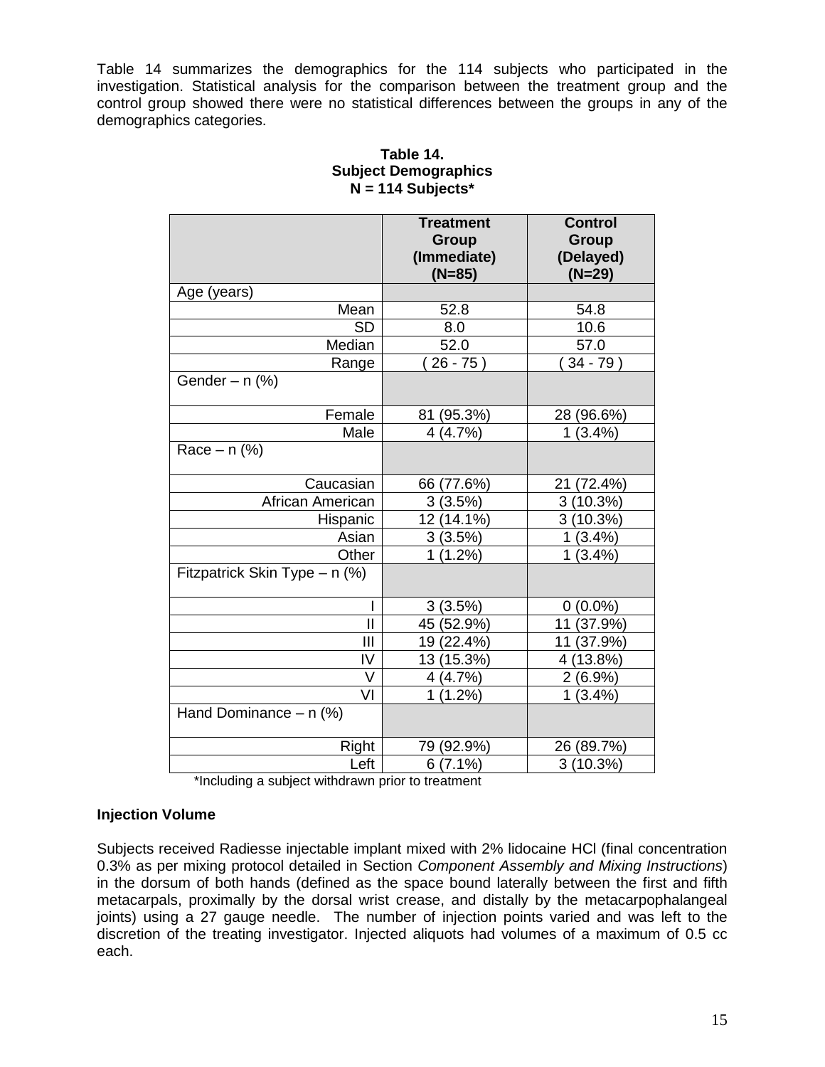Table 14 summarizes the demographics for the 114 subjects who participated in the investigation. Statistical analysis for the comparison between the treatment group and the control group showed there were no statistical differences between the groups in any of the demographics categories.

**Table 14.**
**Subject Demographics**
**N = 114 Subjects***

| | **Treatment Group (Immediate) (N=85)** | **Control Group (Delayed) (N=29)** |
|---|---|---|
| Age (years) | | |
| Mean | 52.8 | 54.8 |
| SD | 8.0 | 10.6 |
| Median | 52.0 | 57.0 |
| Range | ( 26 - 75 ) | ( 34 - 79 ) |
| Gender – n (%) | | |
| Female | 81 (95.3%) | 28 (96.6%) |
| Male | 4 (4.7%) | 1 (3.4%) |
| Race – n (%) | | |
| Caucasian | 66 (77.6%) | 21 (72.4%) |
| African American | 3 (3.5%) | 3 (10.3%) |
| Hispanic | 12 (14.1%) | 3 (10.3%) |
| Asian | 3 (3.5%) | 1 (3.4%) |
| Other | 1 (1.2%) | 1 (3.4%) |
| Fitzpatrick Skin Type – n (%) | | |
| I | 3 (3.5%) | 0 (0.0%) |
| II | 45 (52.9%) | 11 (37.9%) |
| III | 19 (22.4%) | 11 (37.9%) |
| IV | 13 (15.3%) | 4 (13.8%) |
| V | 4 (4.7%) | 2 (6.9%) |
| VI | 1 (1.2%) | 1 (3.4%) |
| Hand Dominance – n (%) | | |
| Right | 79 (92.9%) | 26 (89.7%) |
| Left | 6 (7.1%) | 3 (10.3%) |

*Including a subject withdrawn prior to treatment

**Injection Volume**

Subjects received Radiesse injectable implant mixed with 2% lidocaine HCl (final concentration 0.3% as per mixing protocol detailed in Section *Component Assembly and Mixing Instructions*) in the dorsum of both hands (defined as the space bound laterally between the first and fifth metacarpals, proximally by the dorsal wrist crease, and distally by the metacarpophalangeal joints) using a 27 gauge needle. The number of injection points varied and was left to the discretion of the treating investigator. Injected aliquots had volumes of a maximum of 0.5 cc each.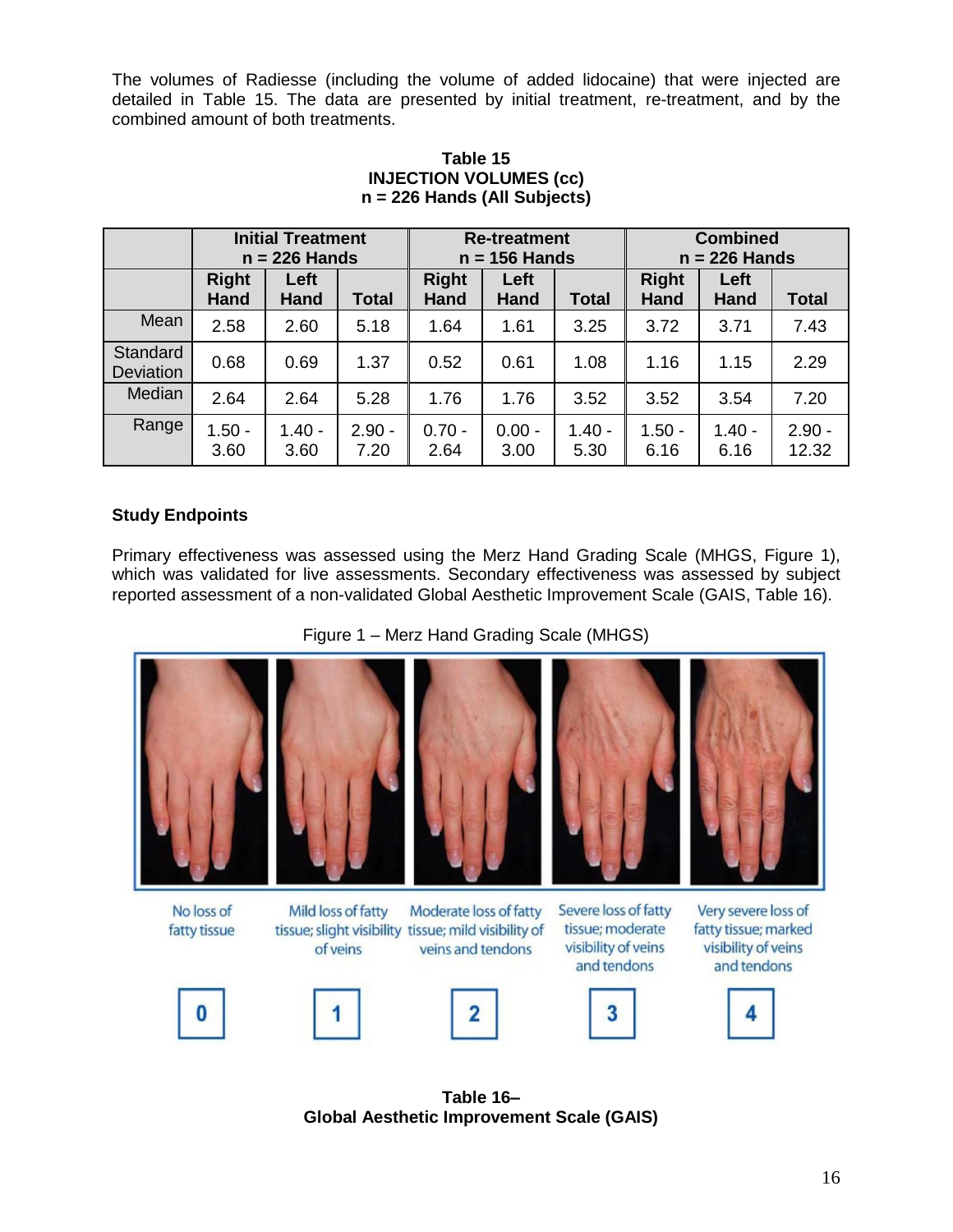The volumes of Radiesse (including the volume of added lidocaine) that were injected are detailed in Table 15. The data are presented by initial treatment, re-treatment, and by the combined amount of both treatments.

**Table 15**
**INJECTION VOLUMES (cc)**
**n = 226 Hands (All Subjects)**

| | Initial Treatment n = 226 Hands | | | Re-treatment n = 156 Hands | | | Combined n = 226 Hands | | |
|---|---|---|---|---|---|---|---|---|---|
| | Right Hand | Left Hand | Total | Right Hand | Left Hand | Total | Right Hand | Left Hand | Total |
| Mean | 2.58 | 2.60 | 5.18 | 1.64 | 1.61 | 3.25 | 3.72 | 3.71 | 7.43 |
| Standard Deviation | 0.68 | 0.69 | 1.37 | 0.52 | 0.61 | 1.08 | 1.16 | 1.15 | 2.29 |
| Median | 2.64 | 2.64 | 5.28 | 1.76 | 1.76 | 3.52 | 3.52 | 3.54 | 7.20 |
| Range | 1.50 - 3.60 | 1.40 - 3.60 | 2.90 - 7.20 | 0.70 - 2.64 | 0.00 - 3.00 | 1.40 - 5.30 | 1.50 - 6.16 | 1.40 - 6.16 | 2.90 - 12.32 |

**Study Endpoints**

Primary effectiveness was assessed using the Merz Hand Grading Scale (MHGS, Figure 1), which was validated for live assessments. Secondary effectiveness was assessed by subject reported assessment of a non-validated Global Aesthetic Improvement Scale (GAIS, Table 16).

Figure 1 – Merz Hand Grading Scale (MHGS)

| No loss of fatty tissue | Mild loss of fatty tissue; slight visibility of veins | Moderate loss of fatty tissue; mild visibility of veins and tendons | Severe loss of fatty tissue; moderate visibility of veins and tendons | Very severe loss of fatty tissue; marked visibility of veins and tendons |
|---|---|---|---|---|
| 0 | 1 | 2 | 3 | 4 |

**Table 16–**
**Global Aesthetic Improvement Scale (GAIS)**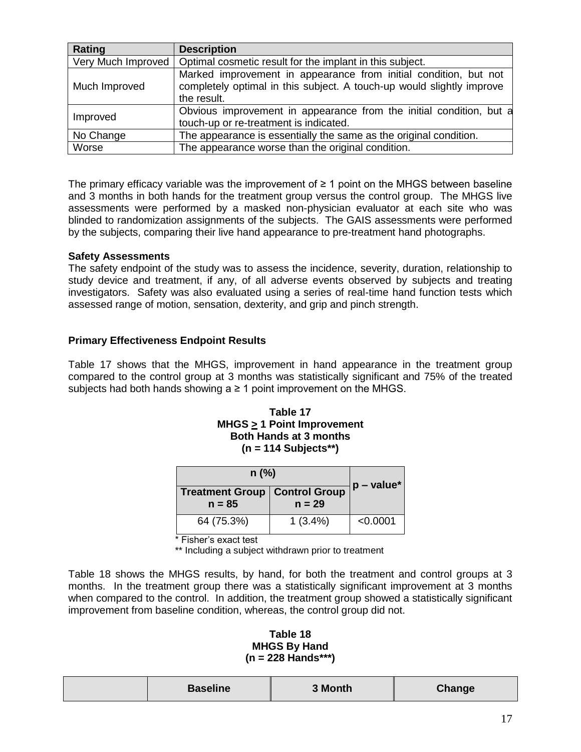| Rating | Description |
|---|---|
| Very Much Improved | Optimal cosmetic result for the implant in this subject. |
| Much Improved | Marked improvement in appearance from initial condition, but not completely optimal in this subject. A touch-up would slightly improve the result. |
| Improved | Obvious improvement in appearance from the initial condition, but a touch-up or re-treatment is indicated. |
| No Change | The appearance is essentially the same as the original condition. |
| Worse | The appearance worse than the original condition. |

The primary efficacy variable was the improvement of ≥ 1 point on the MHGS between baseline and 3 months in both hands for the treatment group versus the control group. The MHGS live assessments were performed by a masked non-physician evaluator at each site who was blinded to randomization assignments of the subjects. The GAIS assessments were performed by the subjects, comparing their live hand appearance to pre-treatment hand photographs.

**Safety Assessments**

The safety endpoint of the study was to assess the incidence, severity, duration, relationship to study device and treatment, if any, of all adverse events observed by subjects and treating investigators. Safety was also evaluated using a series of real-time hand function tests which assessed range of motion, sensation, dexterity, and grip and pinch strength.

**Primary Effectiveness Endpoint Results**

Table 17 shows that the MHGS, improvement in hand appearance in the treatment group compared to the control group at 3 months was statistically significant and 75% of the treated subjects had both hands showing a ≥ 1 point improvement on the MHGS.

**Table 17**
**MHGS ≥ 1 Point Improvement**
**Both Hands at 3 months**
**(n = 114 Subjects**)**

| n (%) | | p – value* |
|---|---|---|
| Treatment Group n = 85 | Control Group n = 29 | |
| 64 (75.3%) | 1 (3.4%) | <0.0001 |

\* Fisher's exact test

** Including a subject withdrawn prior to treatment

Table 18 shows the MHGS results, by hand, for both the treatment and control groups at 3 months. In the treatment group there was a statistically significant improvement at 3 months when compared to the control. In addition, the treatment group showed a statistically significant improvement from baseline condition, whereas, the control group did not.

**Table 18**
**MHGS By Hand**
**(n = 228 Hands***)**

| | Baseline | 3 Month | Change |
|---|---|---|---|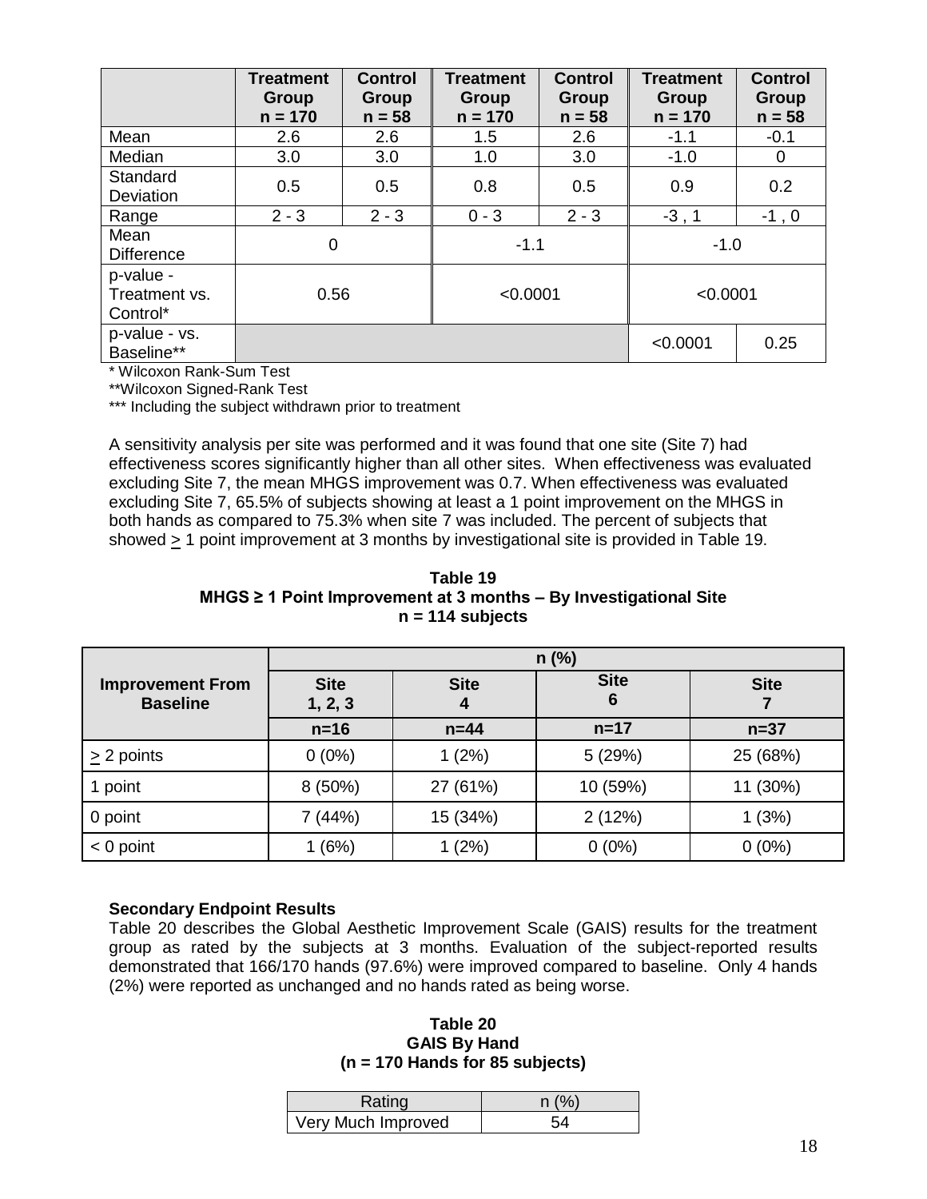|  | Treatment Group n = 170 | Control Group n = 58 | Treatment Group n = 170 | Control Group n = 58 | Treatment Group n = 170 | Control Group n = 58 |
|---|---|---|---|---|---|---|
| Mean | 2.6 | 2.6 | 1.5 | 2.6 | -1.1 | -0.1 |
| Median | 3.0 | 3.0 | 1.0 | 3.0 | -1.0 | 0 |
| Standard Deviation | 0.5 | 0.5 | 0.8 | 0.5 | 0.9 | 0.2 |
| Range | 2 - 3 | 2 - 3 | 0 - 3 | 2 - 3 | -3 , 1 | -1 , 0 |
| Mean Difference | 0 | | -1.1 | | -1.0 | |
| p-value - Treatment vs. Control* | 0.56 | | <0.0001 | | <0.0001 | |
| p-value - vs. Baseline** | | | | | <0.0001 | 0.25 |

\* Wilcoxon Rank-Sum Test

**Wilcoxon Signed-Rank Test

*** Including the subject withdrawn prior to treatment

A sensitivity analysis per site was performed and it was found that one site (Site 7) had effectiveness scores significantly higher than all other sites. When effectiveness was evaluated excluding Site 7, the mean MHGS improvement was 0.7. When effectiveness was evaluated excluding Site 7, 65.5% of subjects showing at least a 1 point improvement on the MHGS in both hands as compared to 75.3% when site 7 was included. The percent of subjects that showed ≥ 1 point improvement at 3 months by investigational site is provided in Table 19.

**Table 19**
**MHGS ≥ 1 Point Improvement at 3 months – By Investigational Site**
**n = 114 subjects**

| Improvement From Baseline | n (%) | | | |
|---|---|---|---|---|
| | Site 1, 2, 3 | Site 4 | Site 6 | Site 7 |
| | n=16 | n=44 | n=17 | n=37 |
| ≥ 2 points | 0 (0%) | 1 (2%) | 5 (29%) | 25 (68%) |
| 1 point | 8 (50%) | 27 (61%) | 10 (59%) | 11 (30%) |
| 0 point | 7 (44%) | 15 (34%) | 2 (12%) | 1 (3%) |
| < 0 point | 1 (6%) | 1 (2%) | 0 (0%) | 0 (0%) |

**Secondary Endpoint Results**

Table 20 describes the Global Aesthetic Improvement Scale (GAIS) results for the treatment group as rated by the subjects at 3 months. Evaluation of the subject-reported results demonstrated that 166/170 hands (97.6%) were improved compared to baseline. Only 4 hands (2%) were reported as unchanged and no hands rated as being worse.

**Table 20**
**GAIS By Hand**
**(n = 170 Hands for 85 subjects)**

| Rating | n (%) |
|---|---|
| Very Much Improved | 54 |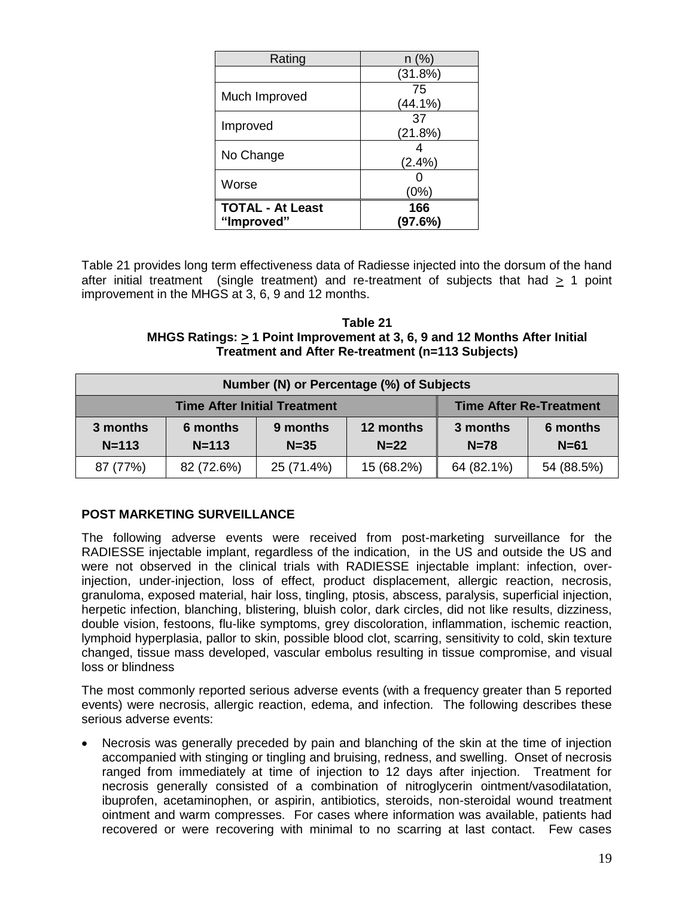| Rating | n (%) |
|---|---|
| | (31.8%) |
| Much Improved | 75 (44.1%) |
| Improved | 37 (21.8%) |
| No Change | 4 (2.4%) |
| Worse | 0 (0%) |
| **TOTAL - At Least "Improved"** | **166 (97.6%)** |

Table 21 provides long term effectiveness data of Radiesse injected into the dorsum of the hand after initial treatment (single treatment) and re-treatment of subjects that had ≥ 1 point improvement in the MHGS at 3, 6, 9 and 12 months.

**Table 21**
**MHGS Ratings: ≥ 1 Point Improvement at 3, 6, 9 and 12 Months After Initial Treatment and After Re-treatment (n=113 Subjects)**

| Number (N) or Percentage (%) of Subjects | | | | | |
|---|---|---|---|---|---|
| **Time After Initial Treatment** | | | | **Time After Re-Treatment** | |
| **3 months N=113** | **6 months N=113** | **9 months N=35** | **12 months N=22** | **3 months N=78** | **6 months N=61** |
| 87 (77%) | 82 (72.6%) | 25 (71.4%) | 15 (68.2%) | 64 (82.1%) | 54 (88.5%) |

## POST MARKETING SURVEILLANCE

The following adverse events were received from post-marketing surveillance for the RADIESSE injectable implant, regardless of the indication, in the US and outside the US and were not observed in the clinical trials with RADIESSE injectable implant: infection, over-injection, under-injection, loss of effect, product displacement, allergic reaction, necrosis, granuloma, exposed material, hair loss, tingling, ptosis, abscess, paralysis, superficial injection, herpetic infection, blanching, blistering, bluish color, dark circles, did not like results, dizziness, double vision, festoons, flu-like symptoms, grey discoloration, inflammation, ischemic reaction, lymphoid hyperplasia, pallor to skin, possible blood clot, scarring, sensitivity to cold, skin texture changed, tissue mass developed, vascular embolus resulting in tissue compromise, and visual loss or blindness

The most commonly reported serious adverse events (with a frequency greater than 5 reported events) were necrosis, allergic reaction, edema, and infection. The following describes these serious adverse events:

- Necrosis was generally preceded by pain and blanching of the skin at the time of injection accompanied with stinging or tingling and bruising, redness, and swelling. Onset of necrosis ranged from immediately at time of injection to 12 days after injection. Treatment for necrosis generally consisted of a combination of nitroglycerin ointment/vasodilatation, ibuprofen, acetaminophen, or aspirin, antibiotics, steroids, non-steroidal wound treatment ointment and warm compresses. For cases where information was available, patients had recovered or were recovering with minimal to no scarring at last contact. Few cases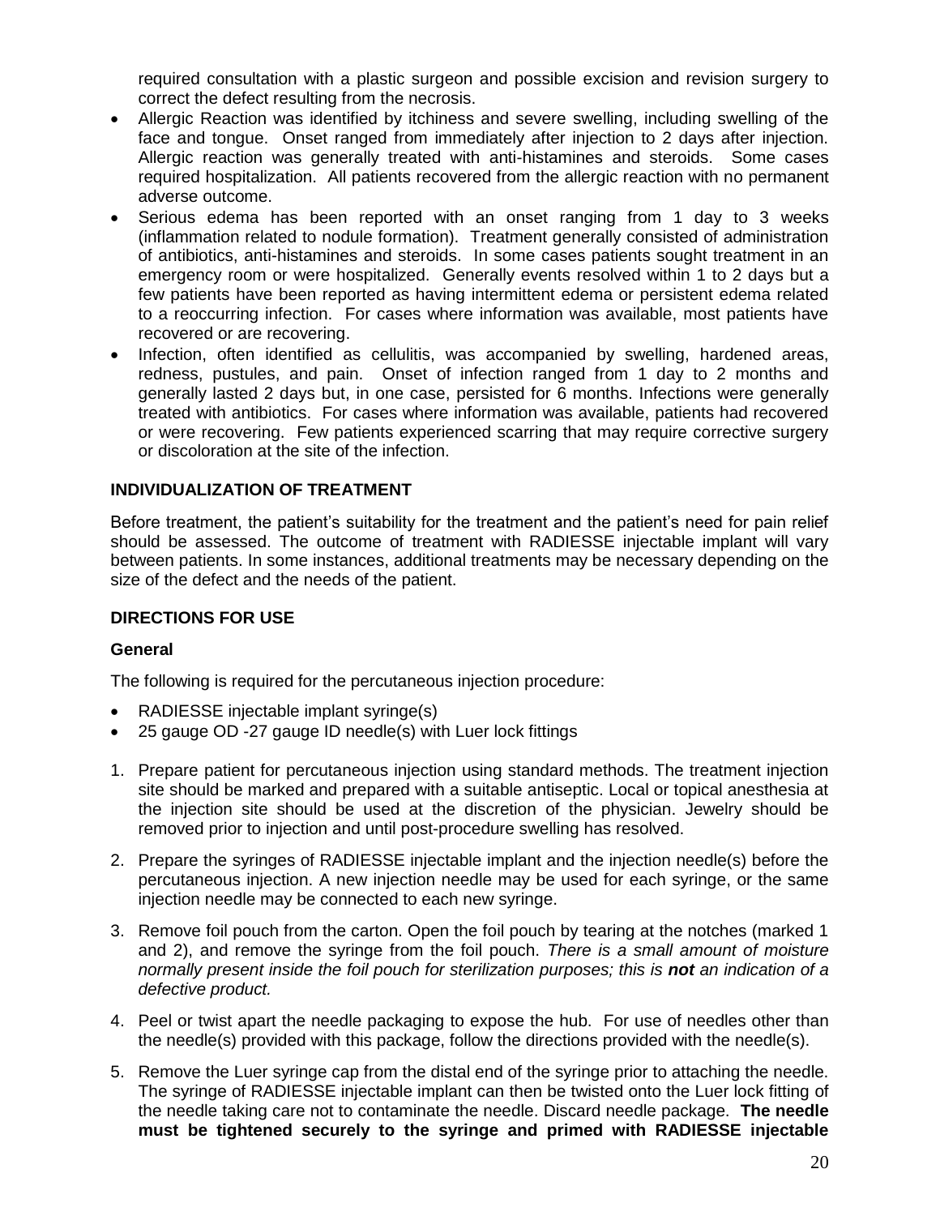required consultation with a plastic surgeon and possible excision and revision surgery to correct the defect resulting from the necrosis.

- Allergic Reaction was identified by itchiness and severe swelling, including swelling of the face and tongue. Onset ranged from immediately after injection to 2 days after injection. Allergic reaction was generally treated with anti-histamines and steroids. Some cases required hospitalization. All patients recovered from the allergic reaction with no permanent adverse outcome.
- Serious edema has been reported with an onset ranging from 1 day to 3 weeks (inflammation related to nodule formation). Treatment generally consisted of administration of antibiotics, anti-histamines and steroids. In some cases patients sought treatment in an emergency room or were hospitalized. Generally events resolved within 1 to 2 days but a few patients have been reported as having intermittent edema or persistent edema related to a reoccurring infection. For cases where information was available, most patients have recovered or are recovering.
- Infection, often identified as cellulitis, was accompanied by swelling, hardened areas, redness, pustules, and pain. Onset of infection ranged from 1 day to 2 months and generally lasted 2 days but, in one case, persisted for 6 months. Infections were generally treated with antibiotics. For cases where information was available, patients had recovered or were recovering. Few patients experienced scarring that may require corrective surgery or discoloration at the site of the infection.

## INDIVIDUALIZATION OF TREATMENT

Before treatment, the patient's suitability for the treatment and the patient's need for pain relief should be assessed. The outcome of treatment with RADIESSE injectable implant will vary between patients. In some instances, additional treatments may be necessary depending on the size of the defect and the needs of the patient.

## DIRECTIONS FOR USE

### General

The following is required for the percutaneous injection procedure:

- RADIESSE injectable implant syringe(s)
- 25 gauge OD -27 gauge ID needle(s) with Luer lock fittings

1. Prepare patient for percutaneous injection using standard methods. The treatment injection site should be marked and prepared with a suitable antiseptic. Local or topical anesthesia at the injection site should be used at the discretion of the physician. Jewelry should be removed prior to injection and until post-procedure swelling has resolved.
2. Prepare the syringes of RADIESSE injectable implant and the injection needle(s) before the percutaneous injection. A new injection needle may be used for each syringe, or the same injection needle may be connected to each new syringe.
3. Remove foil pouch from the carton. Open the foil pouch by tearing at the notches (marked 1 and 2), and remove the syringe from the foil pouch. *There is a small amount of moisture normally present inside the foil pouch for sterilization purposes; this is **not** an indication of a defective product.*
4. Peel or twist apart the needle packaging to expose the hub. For use of needles other than the needle(s) provided with this package, follow the directions provided with the needle(s).
5. Remove the Luer syringe cap from the distal end of the syringe prior to attaching the needle. The syringe of RADIESSE injectable implant can then be twisted onto the Luer lock fitting of the needle taking care not to contaminate the needle. Discard needle package. **The needle must be tightened securely to the syringe and primed with RADIESSE injectable**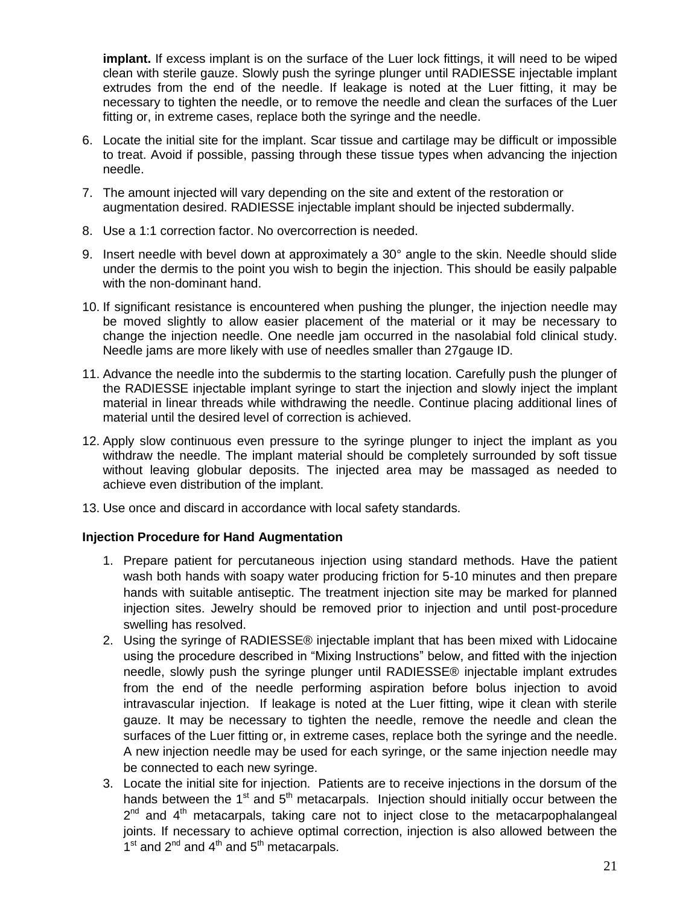**implant.** If excess implant is on the surface of the Luer lock fittings, it will need to be wiped clean with sterile gauze. Slowly push the syringe plunger until RADIESSE injectable implant extrudes from the end of the needle. If leakage is noted at the Luer fitting, it may be necessary to tighten the needle, or to remove the needle and clean the surfaces of the Luer fitting or, in extreme cases, replace both the syringe and the needle.

6. Locate the initial site for the implant. Scar tissue and cartilage may be difficult or impossible to treat. Avoid if possible, passing through these tissue types when advancing the injection needle.
7. The amount injected will vary depending on the site and extent of the restoration or augmentation desired. RADIESSE injectable implant should be injected subdermally.
8. Use a 1:1 correction factor. No overcorrection is needed.
9. Insert needle with bevel down at approximately a 30° angle to the skin. Needle should slide under the dermis to the point you wish to begin the injection. This should be easily palpable with the non-dominant hand.
10. If significant resistance is encountered when pushing the plunger, the injection needle may be moved slightly to allow easier placement of the material or it may be necessary to change the injection needle. One needle jam occurred in the nasolabial fold clinical study. Needle jams are more likely with use of needles smaller than 27gauge ID.
11. Advance the needle into the subdermis to the starting location. Carefully push the plunger of the RADIESSE injectable implant syringe to start the injection and slowly inject the implant material in linear threads while withdrawing the needle. Continue placing additional lines of material until the desired level of correction is achieved.
12. Apply slow continuous even pressure to the syringe plunger to inject the implant as you withdraw the needle. The implant material should be completely surrounded by soft tissue without leaving globular deposits. The injected area may be massaged as needed to achieve even distribution of the implant.
13. Use once and discard in accordance with local safety standards.

**Injection Procedure for Hand Augmentation**

1. Prepare patient for percutaneous injection using standard methods. Have the patient wash both hands with soapy water producing friction for 5-10 minutes and then prepare hands with suitable antiseptic. The treatment injection site may be marked for planned injection sites. Jewelry should be removed prior to injection and until post-procedure swelling has resolved.
2. Using the syringe of RADIESSE® injectable implant that has been mixed with Lidocaine using the procedure described in "Mixing Instructions" below, and fitted with the injection needle, slowly push the syringe plunger until RADIESSE® injectable implant extrudes from the end of the needle performing aspiration before bolus injection to avoid intravascular injection. If leakage is noted at the Luer fitting, wipe it clean with sterile gauze. It may be necessary to tighten the needle, remove the needle and clean the surfaces of the Luer fitting or, in extreme cases, replace both the syringe and the needle. A new injection needle may be used for each syringe, or the same injection needle may be connected to each new syringe.
3. Locate the initial site for injection. Patients are to receive injections in the dorsum of the hands between the 1$^{st}$ and 5$^{th}$ metacarpals. Injection should initially occur between the 2$^{nd}$ and 4$^{th}$ metacarpals, taking care not to inject close to the metacarpophalangeal joints. If necessary to achieve optimal correction, injection is also allowed between the 1$^{st}$ and 2$^{nd}$ and 4$^{th}$ and 5$^{th}$ metacarpals.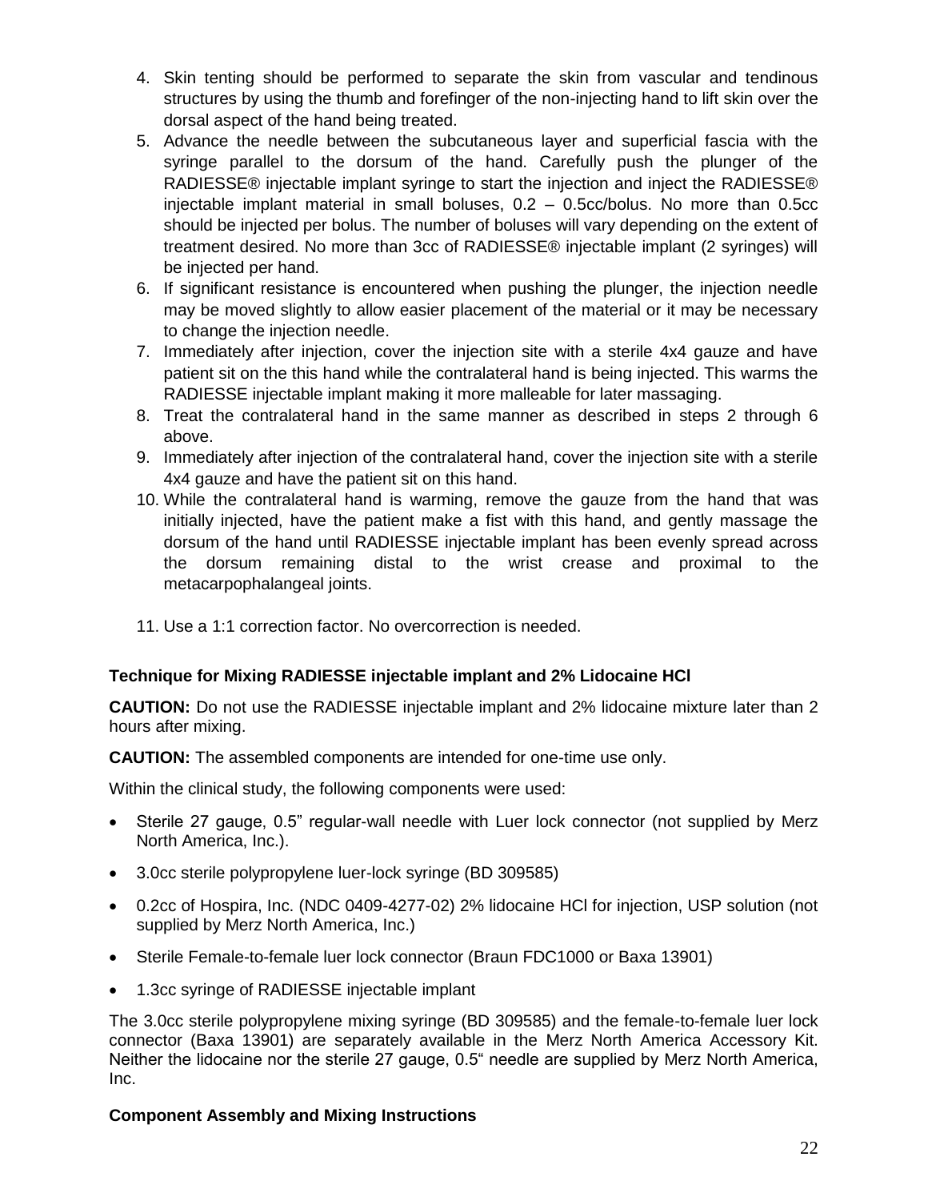4. Skin tenting should be performed to separate the skin from vascular and tendinous structures by using the thumb and forefinger of the non-injecting hand to lift skin over the dorsal aspect of the hand being treated.
5. Advance the needle between the subcutaneous layer and superficial fascia with the syringe parallel to the dorsum of the hand. Carefully push the plunger of the RADIESSE® injectable implant syringe to start the injection and inject the RADIESSE® injectable implant material in small boluses, 0.2 – 0.5cc/bolus. No more than 0.5cc should be injected per bolus. The number of boluses will vary depending on the extent of treatment desired. No more than 3cc of RADIESSE® injectable implant (2 syringes) will be injected per hand.
6. If significant resistance is encountered when pushing the plunger, the injection needle may be moved slightly to allow easier placement of the material or it may be necessary to change the injection needle.
7. Immediately after injection, cover the injection site with a sterile 4x4 gauze and have patient sit on the this hand while the contralateral hand is being injected. This warms the RADIESSE injectable implant making it more malleable for later massaging.
8. Treat the contralateral hand in the same manner as described in steps 2 through 6 above.
9. Immediately after injection of the contralateral hand, cover the injection site with a sterile 4x4 gauze and have the patient sit on this hand.
10. While the contralateral hand is warming, remove the gauze from the hand that was initially injected, have the patient make a fist with this hand, and gently massage the dorsum of the hand until RADIESSE injectable implant has been evenly spread across the dorsum remaining distal to the wrist crease and proximal to the metacarpophalangeal joints.
11. Use a 1:1 correction factor. No overcorrection is needed.

**Technique for Mixing RADIESSE injectable implant and 2% Lidocaine HCl**

**CAUTION:** Do not use the RADIESSE injectable implant and 2% lidocaine mixture later than 2 hours after mixing.

**CAUTION:** The assembled components are intended for one-time use only.

Within the clinical study, the following components were used:

- Sterile 27 gauge, 0.5" regular-wall needle with Luer lock connector (not supplied by Merz North America, Inc.).
- 3.0cc sterile polypropylene luer-lock syringe (BD 309585)
- 0.2cc of Hospira, Inc. (NDC 0409-4277-02) 2% lidocaine HCl for injection, USP solution (not supplied by Merz North America, Inc.)
- Sterile Female-to-female luer lock connector (Braun FDC1000 or Baxa 13901)
- 1.3cc syringe of RADIESSE injectable implant

The 3.0cc sterile polypropylene mixing syringe (BD 309585) and the female-to-female luer lock connector (Baxa 13901) are separately available in the Merz North America Accessory Kit. Neither the lidocaine nor the sterile 27 gauge, 0.5" needle are supplied by Merz North America, Inc.

**Component Assembly and Mixing Instructions**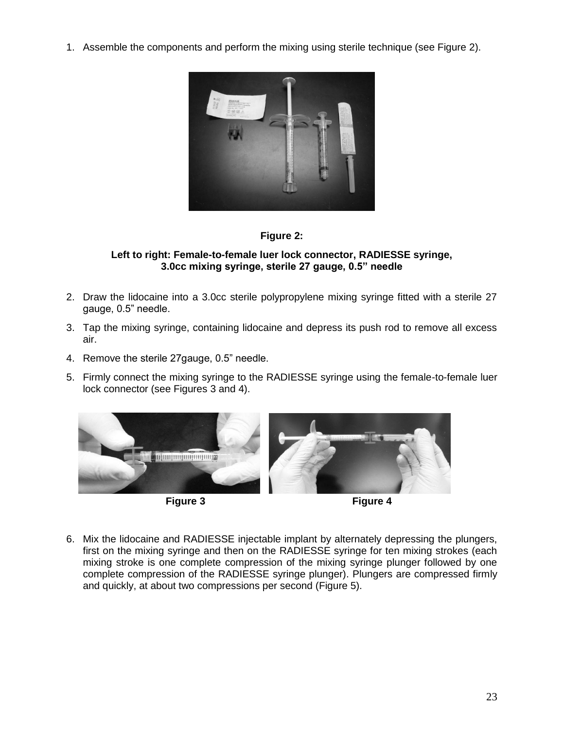1. Assemble the components and perform the mixing using sterile technique (see Figure 2).

**Figure 2:**

**Left to right: Female-to-female luer lock connector, RADIESSE syringe, 3.0cc mixing syringe, sterile 27 gauge, 0.5" needle**

2. Draw the lidocaine into a 3.0cc sterile polypropylene mixing syringe fitted with a sterile 27 gauge, 0.5" needle.
3. Tap the mixing syringe, containing lidocaine and depress its push rod to remove all excess air.
4. Remove the sterile 27gauge, 0.5" needle.
5. Firmly connect the mixing syringe to the RADIESSE syringe using the female-to-female luer lock connector (see Figures 3 and 4).

**Figure 3** **Figure 4**

6. Mix the lidocaine and RADIESSE injectable implant by alternately depressing the plungers, first on the mixing syringe and then on the RADIESSE syringe for ten mixing strokes (each mixing stroke is one complete compression of the mixing syringe plunger followed by one complete compression of the RADIESSE syringe plunger). Plungers are compressed firmly and quickly, at about two compressions per second (Figure 5).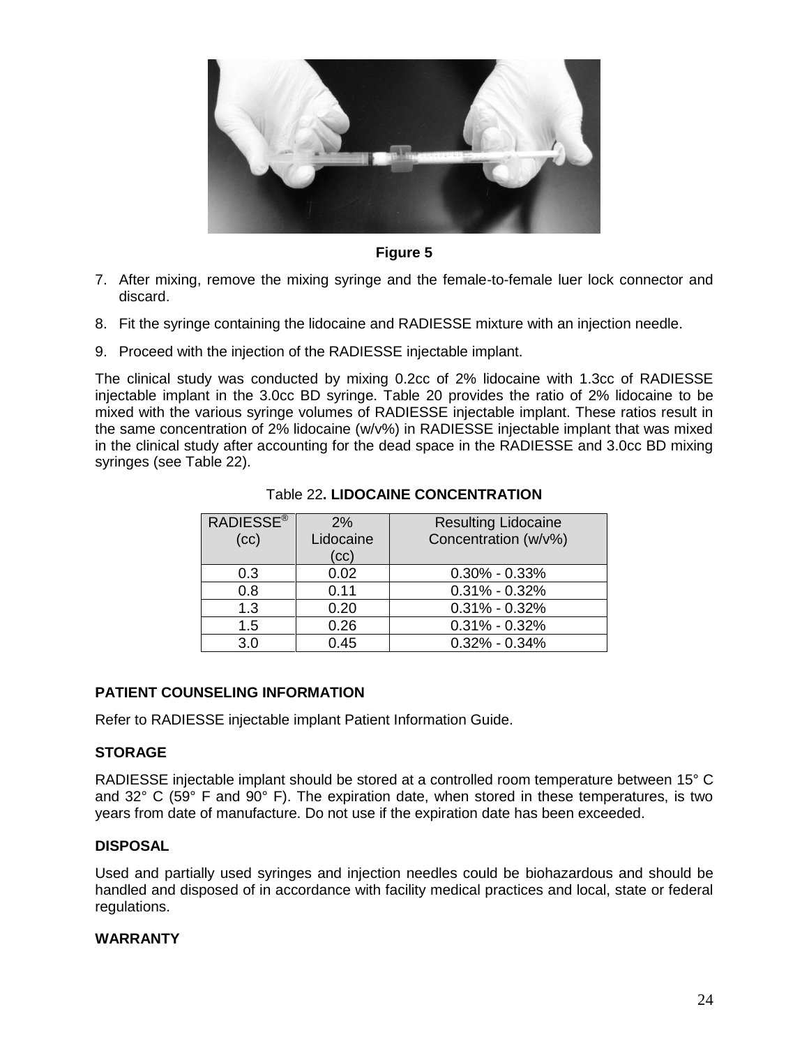**Figure 5**

7. After mixing, remove the mixing syringe and the female-to-female luer lock connector and discard.
8. Fit the syringe containing the lidocaine and RADIESSE mixture with an injection needle.
9. Proceed with the injection of the RADIESSE injectable implant.

The clinical study was conducted by mixing 0.2cc of 2% lidocaine with 1.3cc of RADIESSE injectable implant in the 3.0cc BD syringe. Table 20 provides the ratio of 2% lidocaine to be mixed with the various syringe volumes of RADIESSE injectable implant. These ratios result in the same concentration of 2% lidocaine (w/v%) in RADIESSE injectable implant that was mixed in the clinical study after accounting for the dead space in the RADIESSE and 3.0cc BD mixing syringes (see Table 22).

Table 22**. LIDOCAINE CONCENTRATION**

| RADIESSE® (cc) | 2% Lidocaine (cc) | Resulting Lidocaine Concentration (w/v%) |
|---|---|---|
| 0.3 | 0.02 | 0.30% - 0.33% |
| 0.8 | 0.11 | 0.31% - 0.32% |
| 1.3 | 0.20 | 0.31% - 0.32% |
| 1.5 | 0.26 | 0.31% - 0.32% |
| 3.0 | 0.45 | 0.32% - 0.34% |

**PATIENT COUNSELING INFORMATION**

Refer to RADIESSE injectable implant Patient Information Guide.

**STORAGE**

RADIESSE injectable implant should be stored at a controlled room temperature between 15° C and 32° C (59° F and 90° F). The expiration date, when stored in these temperatures, is two years from date of manufacture. Do not use if the expiration date has been exceeded.

**DISPOSAL**

Used and partially used syringes and injection needles could be biohazardous and should be handled and disposed of in accordance with facility medical practices and local, state or federal regulations.

**WARRANTY**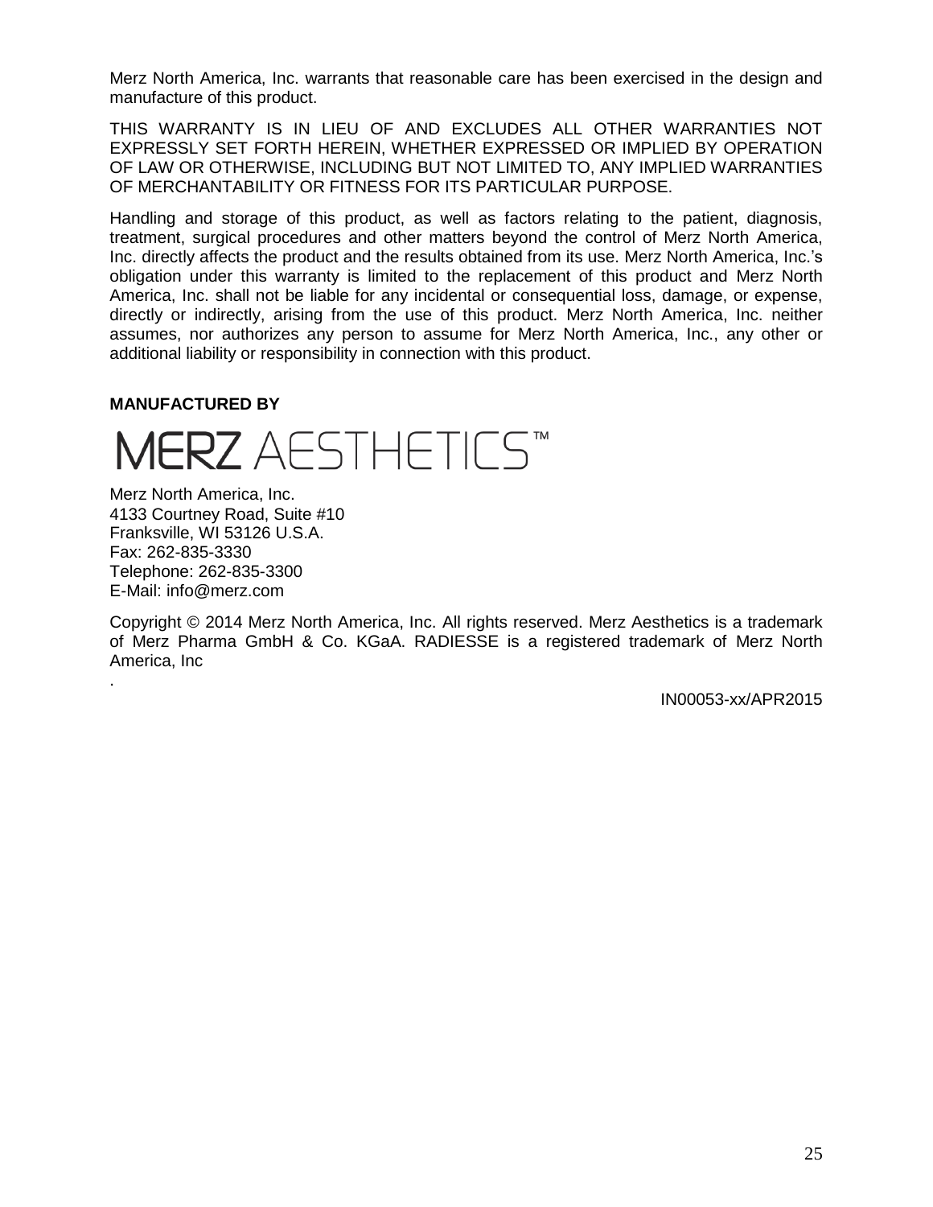Merz North America, Inc. warrants that reasonable care has been exercised in the design and manufacture of this product.

THIS WARRANTY IS IN LIEU OF AND EXCLUDES ALL OTHER WARRANTIES NOT EXPRESSLY SET FORTH HEREIN, WHETHER EXPRESSED OR IMPLIED BY OPERATION OF LAW OR OTHERWISE, INCLUDING BUT NOT LIMITED TO, ANY IMPLIED WARRANTIES OF MERCHANTABILITY OR FITNESS FOR ITS PARTICULAR PURPOSE.

Handling and storage of this product, as well as factors relating to the patient, diagnosis, treatment, surgical procedures and other matters beyond the control of Merz North America, Inc. directly affects the product and the results obtained from its use. Merz North America, Inc.'s obligation under this warranty is limited to the replacement of this product and Merz North America, Inc. shall not be liable for any incidental or consequential loss, damage, or expense, directly or indirectly, arising from the use of this product. Merz North America, Inc. neither assumes, nor authorizes any person to assume for Merz North America, Inc., any other or additional liability or responsibility in connection with this product.

**MANUFACTURED BY**

MERZ AESTHETICS™

Merz North America, Inc.
4133 Courtney Road, Suite #10
Franksville, WI 53126 U.S.A.
Fax: 262-835-3330
Telephone: 262-835-3300
E-Mail: info@merz.com

Copyright © 2014 Merz North America, Inc. All rights reserved. Merz Aesthetics is a trademark of Merz Pharma GmbH & Co. KGaA. RADIESSE is a registered trademark of Merz North America, Inc
.

IN00053-xx/APR2015